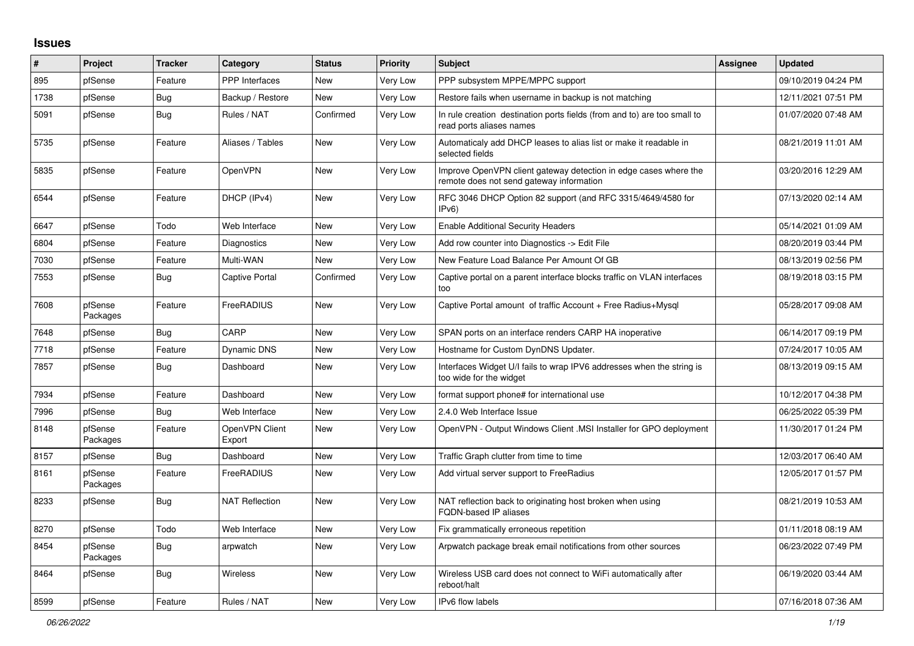## Issues

| # | Project | Tracker | Category | Status | Priority | Subject | Assignee | Updated |
|---|---|---|---|---|---|---|---|---|
| 895 | pfSense | Feature | PPP Interfaces | New | Very Low | PPP subsystem MPPE/MPPC support | | 09/10/2019 04:24 PM |
| 1738 | pfSense | Bug | Backup / Restore | New | Very Low | Restore fails when username in backup is not matching | | 12/11/2021 07:51 PM |
| 5091 | pfSense | Bug | Rules / NAT | Confirmed | Very Low | In rule creation destination ports fields (from and to) are too small to read ports aliases names | | 01/07/2020 07:48 AM |
| 5735 | pfSense | Feature | Aliases / Tables | New | Very Low | Automaticaly add DHCP leases to alias list or make it readable in selected fields | | 08/21/2019 11:01 AM |
| 5835 | pfSense | Feature | OpenVPN | New | Very Low | Improve OpenVPN client gateway detection in edge cases where the remote does not send gateway information | | 03/20/2016 12:29 AM |
| 6544 | pfSense | Feature | DHCP (IPv4) | New | Very Low | RFC 3046 DHCP Option 82 support (and RFC 3315/4649/4580 for IPv6) | | 07/13/2020 02:14 AM |
| 6647 | pfSense | Todo | Web Interface | New | Very Low | Enable Additional Security Headers | | 05/14/2021 01:09 AM |
| 6804 | pfSense | Feature | Diagnostics | New | Very Low | Add row counter into Diagnostics -> Edit File | | 08/20/2019 03:44 PM |
| 7030 | pfSense | Feature | Multi-WAN | New | Very Low | New Feature Load Balance Per Amount Of GB | | 08/13/2019 02:56 PM |
| 7553 | pfSense | Bug | Captive Portal | Confirmed | Very Low | Captive portal on a parent interface blocks traffic on VLAN interfaces too | | 08/19/2018 03:15 PM |
| 7608 | pfSense Packages | Feature | FreeRADIUS | New | Very Low | Captive Portal amount of traffic Account + Free Radius+Mysql | | 05/28/2017 09:08 AM |
| 7648 | pfSense | Bug | CARP | New | Very Low | SPAN ports on an interface renders CARP HA inoperative | | 06/14/2017 09:19 PM |
| 7718 | pfSense | Feature | Dynamic DNS | New | Very Low | Hostname for Custom DynDNS Updater. | | 07/24/2017 10:05 AM |
| 7857 | pfSense | Bug | Dashboard | New | Very Low | Interfaces Widget U/I fails to wrap IPV6 addresses when the string is too wide for the widget | | 08/13/2019 09:15 AM |
| 7934 | pfSense | Feature | Dashboard | New | Very Low | format support phone# for international use | | 10/12/2017 04:38 PM |
| 7996 | pfSense | Bug | Web Interface | New | Very Low | 2.4.0 Web Interface Issue | | 06/25/2022 05:39 PM |
| 8148 | pfSense Packages | Feature | OpenVPN Client Export | New | Very Low | OpenVPN - Output Windows Client .MSI Installer for GPO deployment | | 11/30/2017 01:24 PM |
| 8157 | pfSense | Bug | Dashboard | New | Very Low | Traffic Graph clutter from time to time | | 12/03/2017 06:40 AM |
| 8161 | pfSense Packages | Feature | FreeRADIUS | New | Very Low | Add virtual server support to FreeRadius | | 12/05/2017 01:57 PM |
| 8233 | pfSense | Bug | NAT Reflection | New | Very Low | NAT reflection back to originating host broken when using FQDN-based IP aliases | | 08/21/2019 10:53 AM |
| 8270 | pfSense | Todo | Web Interface | New | Very Low | Fix grammatically erroneous repetition | | 01/11/2018 08:19 AM |
| 8454 | pfSense Packages | Bug | arpwatch | New | Very Low | Arpwatch package break email notifications from other sources | | 06/23/2022 07:49 PM |
| 8464 | pfSense | Bug | Wireless | New | Very Low | Wireless USB card does not connect to WiFi automatically after reboot/halt | | 06/19/2020 03:44 AM |
| 8599 | pfSense | Feature | Rules / NAT | New | Very Low | IPv6 flow labels | | 07/16/2018 07:36 AM |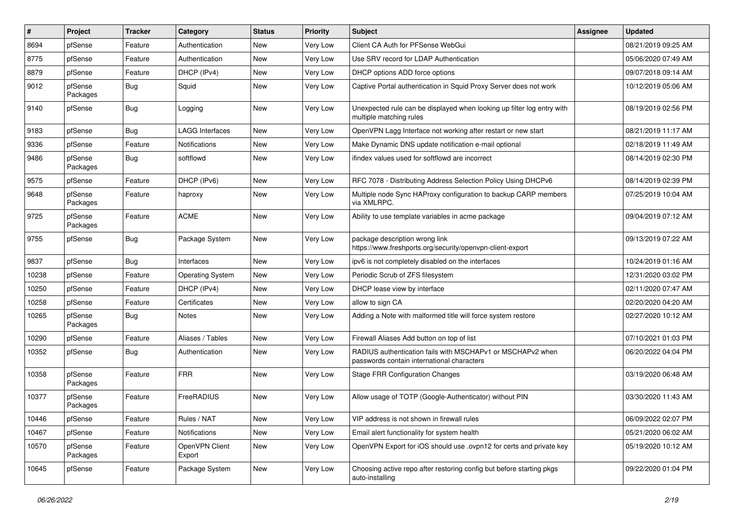| # | Project | Tracker | Category | Status | Priority | Subject | Assignee | Updated |
|---|---|---|---|---|---|---|---|---|
| 8694 | pfSense | Feature | Authentication | New | Very Low | Client CA Auth for PFSense WebGui | | 08/21/2019 09:25 AM |
| 8775 | pfSense | Feature | Authentication | New | Very Low | Use SRV record for LDAP Authentication | | 05/06/2020 07:49 AM |
| 8879 | pfSense | Feature | DHCP (IPv4) | New | Very Low | DHCP options ADD force options | | 09/07/2018 09:14 AM |
| 9012 | pfSense Packages | Bug | Squid | New | Very Low | Captive Portal authentication in Squid Proxy Server does not work | | 10/12/2019 05:06 AM |
| 9140 | pfSense | Bug | Logging | New | Very Low | Unexpected rule can be displayed when looking up filter log entry with multiple matching rules | | 08/19/2019 02:56 PM |
| 9183 | pfSense | Bug | LAGG Interfaces | New | Very Low | OpenVPN Lagg Interface not working after restart or new start | | 08/21/2019 11:17 AM |
| 9336 | pfSense | Feature | Notifications | New | Very Low | Make Dynamic DNS update notification e-mail optional | | 02/18/2019 11:49 AM |
| 9486 | pfSense Packages | Bug | softflowd | New | Very Low | ifindex values used for softflowd are incorrect | | 08/14/2019 02:30 PM |
| 9575 | pfSense | Feature | DHCP (IPv6) | New | Very Low | RFC 7078 - Distributing Address Selection Policy Using DHCPv6 | | 08/14/2019 02:39 PM |
| 9648 | pfSense Packages | Feature | haproxy | New | Very Low | Multiple node Sync HAProxy configuration to backup CARP members via XMLRPC. | | 07/25/2019 10:04 AM |
| 9725 | pfSense Packages | Feature | ACME | New | Very Low | Ability to use template variables in acme package | | 09/04/2019 07:12 AM |
| 9755 | pfSense | Bug | Package System | New | Very Low | package description wrong link https://www.freshports.org/security/openvpn-client-export | | 09/13/2019 07:22 AM |
| 9837 | pfSense | Bug | Interfaces | New | Very Low | ipv6 is not completely disabled on the interfaces | | 10/24/2019 01:16 AM |
| 10238 | pfSense | Feature | Operating System | New | Very Low | Periodic Scrub of ZFS filesystem | | 12/31/2020 03:02 PM |
| 10250 | pfSense | Feature | DHCP (IPv4) | New | Very Low | DHCP lease view by interface | | 02/11/2020 07:47 AM |
| 10258 | pfSense | Feature | Certificates | New | Very Low | allow to sign CA | | 02/20/2020 04:20 AM |
| 10265 | pfSense Packages | Bug | Notes | New | Very Low | Adding a Note with malformed title will force system restore | | 02/27/2020 10:12 AM |
| 10290 | pfSense | Feature | Aliases / Tables | New | Very Low | Firewall Aliases Add button on top of list | | 07/10/2021 01:03 PM |
| 10352 | pfSense | Bug | Authentication | New | Very Low | RADIUS authentication fails with MSCHAPv1 or MSCHAPv2 when passwords contain international characters | | 06/20/2022 04:04 PM |
| 10358 | pfSense Packages | Feature | FRR | New | Very Low | Stage FRR Configuration Changes | | 03/19/2020 06:48 AM |
| 10377 | pfSense Packages | Feature | FreeRADIUS | New | Very Low | Allow usage of TOTP (Google-Authenticator) without PIN | | 03/30/2020 11:43 AM |
| 10446 | pfSense | Feature | Rules / NAT | New | Very Low | VIP address is not shown in firewall rules | | 06/09/2022 02:07 PM |
| 10467 | pfSense | Feature | Notifications | New | Very Low | Email alert functionality for system health | | 05/21/2020 06:02 AM |
| 10570 | pfSense Packages | Feature | OpenVPN Client Export | New | Very Low | OpenVPN Export for iOS should use .ovpn12 for certs and private key | | 05/19/2020 10:12 AM |
| 10645 | pfSense | Feature | Package System | New | Very Low | Choosing active repo after restoring config but before starting pkgs auto-installing | | 09/22/2020 01:04 PM |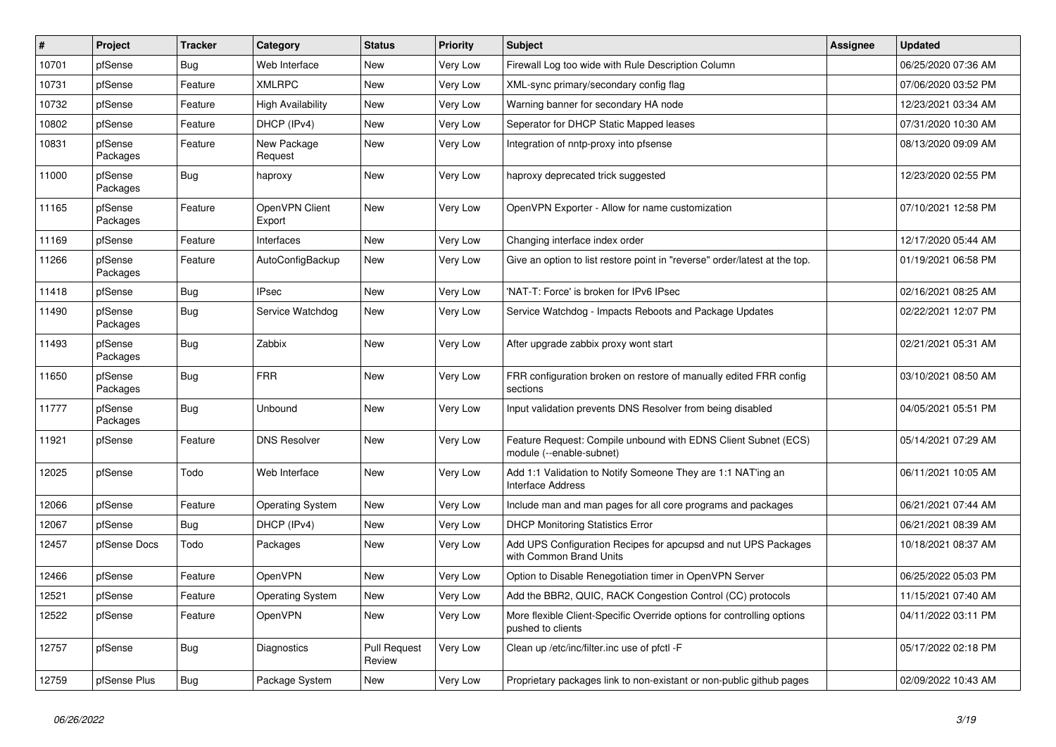| # | Project | Tracker | Category | Status | Priority | Subject | Assignee | Updated |
|---|---|---|---|---|---|---|---|---|
| 10701 | pfSense | Bug | Web Interface | New | Very Low | Firewall Log too wide with Rule Description Column | | 06/25/2020 07:36 AM |
| 10731 | pfSense | Feature | XMLRPC | New | Very Low | XML-sync primary/secondary config flag | | 07/06/2020 03:52 PM |
| 10732 | pfSense | Feature | High Availability | New | Very Low | Warning banner for secondary HA node | | 12/23/2021 03:34 AM |
| 10802 | pfSense | Feature | DHCP (IPv4) | New | Very Low | Seperator for DHCP Static Mapped leases | | 07/31/2020 10:30 AM |
| 10831 | pfSense Packages | Feature | New Package Request | New | Very Low | Integration of nntp-proxy into pfsense | | 08/13/2020 09:09 AM |
| 11000 | pfSense Packages | Bug | haproxy | New | Very Low | haproxy deprecated trick suggested | | 12/23/2020 02:55 PM |
| 11165 | pfSense Packages | Feature | OpenVPN Client Export | New | Very Low | OpenVPN Exporter - Allow for name customization | | 07/10/2021 12:58 PM |
| 11169 | pfSense | Feature | Interfaces | New | Very Low | Changing interface index order | | 12/17/2020 05:44 AM |
| 11266 | pfSense Packages | Feature | AutoConfigBackup | New | Very Low | Give an option to list restore point in "reverse" order/latest at the top. | | 01/19/2021 06:58 PM |
| 11418 | pfSense | Bug | IPsec | New | Very Low | 'NAT-T: Force' is broken for IPv6 IPsec | | 02/16/2021 08:25 AM |
| 11490 | pfSense Packages | Bug | Service Watchdog | New | Very Low | Service Watchdog - Impacts Reboots and Package Updates | | 02/22/2021 12:07 PM |
| 11493 | pfSense Packages | Bug | Zabbix | New | Very Low | After upgrade zabbix proxy wont start | | 02/21/2021 05:31 AM |
| 11650 | pfSense Packages | Bug | FRR | New | Very Low | FRR configuration broken on restore of manually edited FRR config sections | | 03/10/2021 08:50 AM |
| 11777 | pfSense Packages | Bug | Unbound | New | Very Low | Input validation prevents DNS Resolver from being disabled | | 04/05/2021 05:51 PM |
| 11921 | pfSense | Feature | DNS Resolver | New | Very Low | Feature Request: Compile unbound with EDNS Client Subnet (ECS) module (--enable-subnet) | | 05/14/2021 07:29 AM |
| 12025 | pfSense | Todo | Web Interface | New | Very Low | Add 1:1 Validation to Notify Someone They are 1:1 NAT'ing an Interface Address | | 06/11/2021 10:05 AM |
| 12066 | pfSense | Feature | Operating System | New | Very Low | Include man and man pages for all core programs and packages | | 06/21/2021 07:44 AM |
| 12067 | pfSense | Bug | DHCP (IPv4) | New | Very Low | DHCP Monitoring Statistics Error | | 06/21/2021 08:39 AM |
| 12457 | pfSense Docs | Todo | Packages | New | Very Low | Add UPS Configuration Recipes for apcupsd and nut UPS Packages with Common Brand Units | | 10/18/2021 08:37 AM |
| 12466 | pfSense | Feature | OpenVPN | New | Very Low | Option to Disable Renegotiation timer in OpenVPN Server | | 06/25/2022 05:03 PM |
| 12521 | pfSense | Feature | Operating System | New | Very Low | Add the BBR2, QUIC, RACK Congestion Control (CC) protocols | | 11/15/2021 07:40 AM |
| 12522 | pfSense | Feature | OpenVPN | New | Very Low | More flexible Client-Specific Override options for controlling options pushed to clients | | 04/11/2022 03:11 PM |
| 12757 | pfSense | Bug | Diagnostics | Pull Request Review | Very Low | Clean up /etc/inc/filter.inc use of pfctl -F | | 05/17/2022 02:18 PM |
| 12759 | pfSense Plus | Bug | Package System | New | Very Low | Proprietary packages link to non-existant or non-public github pages | | 02/09/2022 10:43 AM |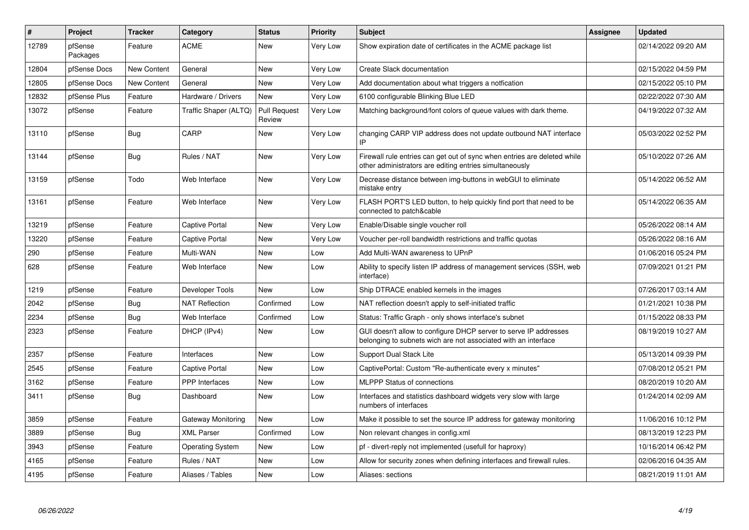| # | Project | Tracker | Category | Status | Priority | Subject | Assignee | Updated |
|---|---|---|---|---|---|---|---|---|
| 12789 | pfSense Packages | Feature | ACME | New | Very Low | Show expiration date of certificates in the ACME package list | | 02/14/2022 09:20 AM |
| 12804 | pfSense Docs | New Content | General | New | Very Low | Create Slack documentation | | 02/15/2022 04:59 PM |
| 12805 | pfSense Docs | New Content | General | New | Very Low | Add documentation about what triggers a notfication | | 02/15/2022 05:10 PM |
| 12832 | pfSense Plus | Feature | Hardware / Drivers | New | Very Low | 6100 configurable Blinking Blue LED | | 02/22/2022 07:30 AM |
| 13072 | pfSense | Feature | Traffic Shaper (ALTQ) | Pull Request Review | Very Low | Matching background/font colors of queue values with dark theme. | | 04/19/2022 07:32 AM |
| 13110 | pfSense | Bug | CARP | New | Very Low | changing CARP VIP address does not update outbound NAT interface IP | | 05/03/2022 02:52 PM |
| 13144 | pfSense | Bug | Rules / NAT | New | Very Low | Firewall rule entries can get out of sync when entries are deleted while other administrators are editing entries simultaneously | | 05/10/2022 07:26 AM |
| 13159 | pfSense | Todo | Web Interface | New | Very Low | Decrease distance between img-buttons in webGUI to eliminate mistake entry | | 05/14/2022 06:52 AM |
| 13161 | pfSense | Feature | Web Interface | New | Very Low | FLASH PORT'S LED button, to help quickly find port that need to be connected to patch&cable | | 05/14/2022 06:35 AM |
| 13219 | pfSense | Feature | Captive Portal | New | Very Low | Enable/Disable single voucher roll | | 05/26/2022 08:14 AM |
| 13220 | pfSense | Feature | Captive Portal | New | Very Low | Voucher per-roll bandwidth restrictions and traffic quotas | | 05/26/2022 08:16 AM |
| 290 | pfSense | Feature | Multi-WAN | New | Low | Add Multi-WAN awareness to UPnP | | 01/06/2016 05:24 PM |
| 628 | pfSense | Feature | Web Interface | New | Low | Ability to specify listen IP address of management services (SSH, web interface) | | 07/09/2021 01:21 PM |
| 1219 | pfSense | Feature | Developer Tools | New | Low | Ship DTRACE enabled kernels in the images | | 07/26/2017 03:14 AM |
| 2042 | pfSense | Bug | NAT Reflection | Confirmed | Low | NAT reflection doesn't apply to self-initiated traffic | | 01/21/2021 10:38 PM |
| 2234 | pfSense | Bug | Web Interface | Confirmed | Low | Status: Traffic Graph - only shows interface's subnet | | 01/15/2022 08:33 PM |
| 2323 | pfSense | Feature | DHCP (IPv4) | New | Low | GUI doesn't allow to configure DHCP server to serve IP addresses belonging to subnets wich are not associated with an interface | | 08/19/2019 10:27 AM |
| 2357 | pfSense | Feature | Interfaces | New | Low | Support Dual Stack Lite | | 05/13/2014 09:39 PM |
| 2545 | pfSense | Feature | Captive Portal | New | Low | CaptivePortal: Custom "Re-authenticate every x minutes" | | 07/08/2012 05:21 PM |
| 3162 | pfSense | Feature | PPP Interfaces | New | Low | MLPPP Status of connections | | 08/20/2019 10:20 AM |
| 3411 | pfSense | Bug | Dashboard | New | Low | Interfaces and statistics dashboard widgets very slow with large numbers of interfaces | | 01/24/2014 02:09 AM |
| 3859 | pfSense | Feature | Gateway Monitoring | New | Low | Make it possible to set the source IP address for gateway monitoring | | 11/06/2016 10:12 PM |
| 3889 | pfSense | Bug | XML Parser | Confirmed | Low | Non relevant changes in config.xml | | 08/13/2019 12:23 PM |
| 3943 | pfSense | Feature | Operating System | New | Low | pf - divert-reply not implemented (usefull for haproxy) | | 10/16/2014 06:42 PM |
| 4165 | pfSense | Feature | Rules / NAT | New | Low | Allow for security zones when defining interfaces and firewall rules. | | 02/06/2016 04:35 AM |
| 4195 | pfSense | Feature | Aliases / Tables | New | Low | Aliases: sections | | 08/21/2019 11:01 AM |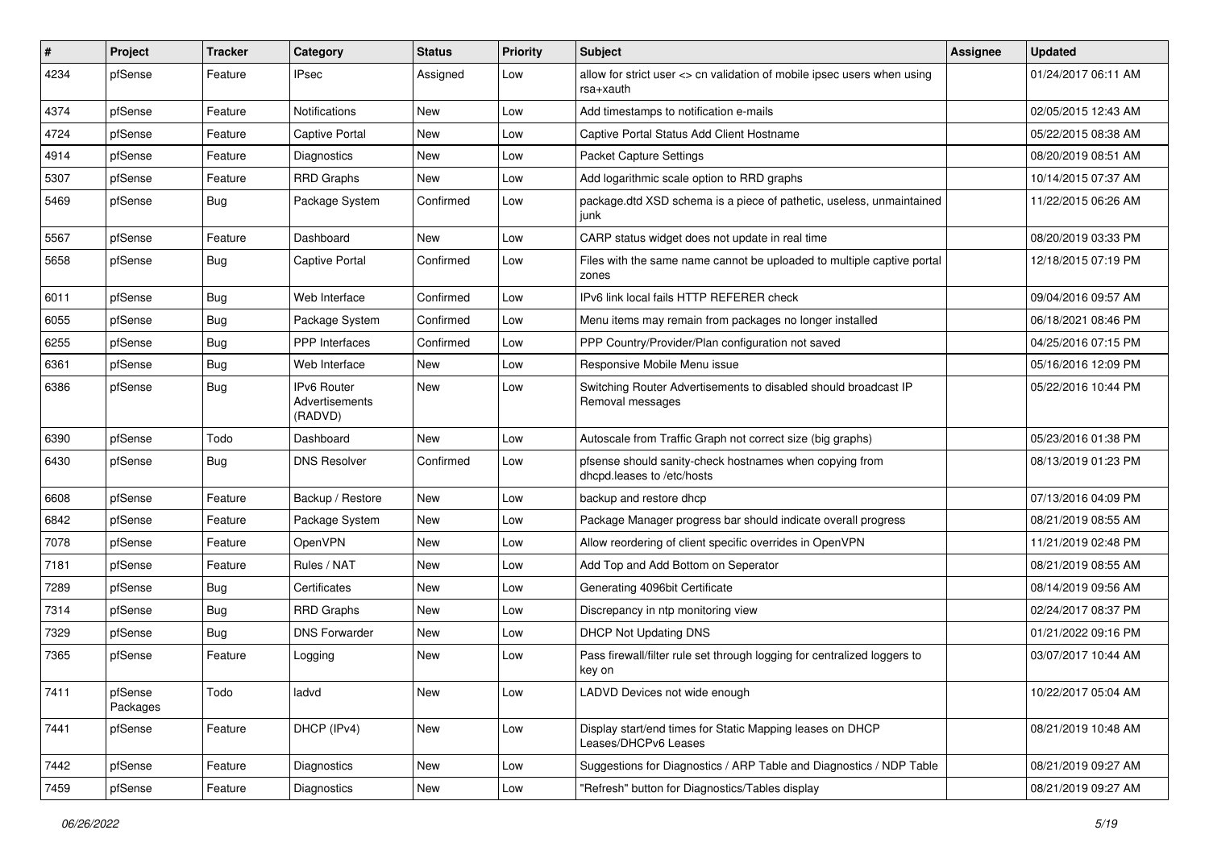| # | Project | Tracker | Category | Status | Priority | Subject | Assignee | Updated |
|---|---|---|---|---|---|---|---|---|
| 4234 | pfSense | Feature | IPsec | Assigned | Low | allow for strict user <> cn validation of mobile ipsec users when using rsa+xauth | | 01/24/2017 06:11 AM |
| 4374 | pfSense | Feature | Notifications | New | Low | Add timestamps to notification e-mails | | 02/05/2015 12:43 AM |
| 4724 | pfSense | Feature | Captive Portal | New | Low | Captive Portal Status Add Client Hostname | | 05/22/2015 08:38 AM |
| 4914 | pfSense | Feature | Diagnostics | New | Low | Packet Capture Settings | | 08/20/2019 08:51 AM |
| 5307 | pfSense | Feature | RRD Graphs | New | Low | Add logarithmic scale option to RRD graphs | | 10/14/2015 07:37 AM |
| 5469 | pfSense | Bug | Package System | Confirmed | Low | package.dtd XSD schema is a piece of pathetic, useless, unmaintained junk | | 11/22/2015 06:26 AM |
| 5567 | pfSense | Feature | Dashboard | New | Low | CARP status widget does not update in real time | | 08/20/2019 03:33 PM |
| 5658 | pfSense | Bug | Captive Portal | Confirmed | Low | Files with the same name cannot be uploaded to multiple captive portal zones | | 12/18/2015 07:19 PM |
| 6011 | pfSense | Bug | Web Interface | Confirmed | Low | IPv6 link local fails HTTP REFERER check | | 09/04/2016 09:57 AM |
| 6055 | pfSense | Bug | Package System | Confirmed | Low | Menu items may remain from packages no longer installed | | 06/18/2021 08:46 PM |
| 6255 | pfSense | Bug | PPP Interfaces | Confirmed | Low | PPP Country/Provider/Plan configuration not saved | | 04/25/2016 07:15 PM |
| 6361 | pfSense | Bug | Web Interface | New | Low | Responsive Mobile Menu issue | | 05/16/2016 12:09 PM |
| 6386 | pfSense | Bug | IPv6 Router Advertisements (RADVD) | New | Low | Switching Router Advertisements to disabled should broadcast IP Removal messages | | 05/22/2016 10:44 PM |
| 6390 | pfSense | Todo | Dashboard | New | Low | Autoscale from Traffic Graph not correct size (big graphs) | | 05/23/2016 01:38 PM |
| 6430 | pfSense | Bug | DNS Resolver | Confirmed | Low | pfsense should sanity-check hostnames when copying from dhcpd.leases to /etc/hosts | | 08/13/2019 01:23 PM |
| 6608 | pfSense | Feature | Backup / Restore | New | Low | backup and restore dhcp | | 07/13/2016 04:09 PM |
| 6842 | pfSense | Feature | Package System | New | Low | Package Manager progress bar should indicate overall progress | | 08/21/2019 08:55 AM |
| 7078 | pfSense | Feature | OpenVPN | New | Low | Allow reordering of client specific overrides in OpenVPN | | 11/21/2019 02:48 PM |
| 7181 | pfSense | Feature | Rules / NAT | New | Low | Add Top and Add Bottom on Seperator | | 08/21/2019 08:55 AM |
| 7289 | pfSense | Bug | Certificates | New | Low | Generating 4096bit Certificate | | 08/14/2019 09:56 AM |
| 7314 | pfSense | Bug | RRD Graphs | New | Low | Discrepancy in ntp monitoring view | | 02/24/2017 08:37 PM |
| 7329 | pfSense | Bug | DNS Forwarder | New | Low | DHCP Not Updating DNS | | 01/21/2022 09:16 PM |
| 7365 | pfSense | Feature | Logging | New | Low | Pass firewall/filter rule set through logging for centralized loggers to key on | | 03/07/2017 10:44 AM |
| 7411 | pfSense Packages | Todo | ladvd | New | Low | LADVD Devices not wide enough | | 10/22/2017 05:04 AM |
| 7441 | pfSense | Feature | DHCP (IPv4) | New | Low | Display start/end times for Static Mapping leases on DHCP Leases/DHCPv6 Leases | | 08/21/2019 10:48 AM |
| 7442 | pfSense | Feature | Diagnostics | New | Low | Suggestions for Diagnostics / ARP Table and Diagnostics / NDP Table | | 08/21/2019 09:27 AM |
| 7459 | pfSense | Feature | Diagnostics | New | Low | "Refresh" button for Diagnostics/Tables display | | 08/21/2019 09:27 AM |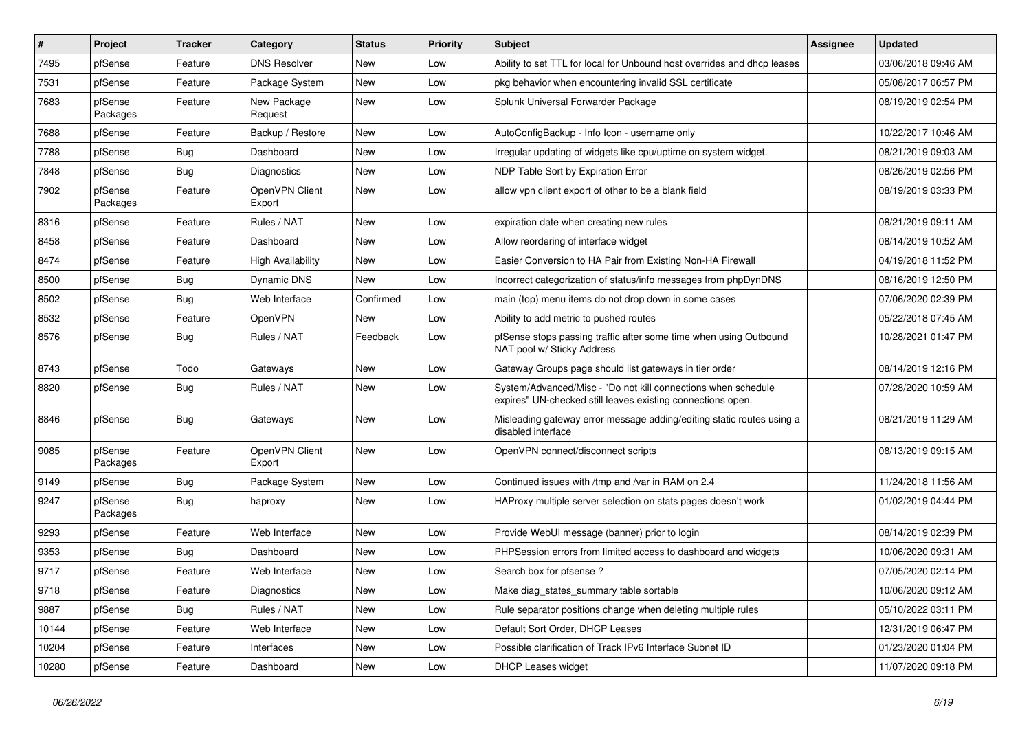| # | Project | Tracker | Category | Status | Priority | Subject | Assignee | Updated |
|---|---|---|---|---|---|---|---|---|
| 7495 | pfSense | Feature | DNS Resolver | New | Low | Ability to set TTL for local for Unbound host overrides and dhcp leases | | 03/06/2018 09:46 AM |
| 7531 | pfSense | Feature | Package System | New | Low | pkg behavior when encountering invalid SSL certificate | | 05/08/2017 06:57 PM |
| 7683 | pfSense Packages | Feature | New Package Request | New | Low | Splunk Universal Forwarder Package | | 08/19/2019 02:54 PM |
| 7688 | pfSense | Feature | Backup / Restore | New | Low | AutoConfigBackup - Info Icon - username only | | 10/22/2017 10:46 AM |
| 7788 | pfSense | Bug | Dashboard | New | Low | Irregular updating of widgets like cpu/uptime on system widget. | | 08/21/2019 09:03 AM |
| 7848 | pfSense | Bug | Diagnostics | New | Low | NDP Table Sort by Expiration Error | | 08/26/2019 02:56 PM |
| 7902 | pfSense Packages | Feature | OpenVPN Client Export | New | Low | allow vpn client export of other to be a blank field | | 08/19/2019 03:33 PM |
| 8316 | pfSense | Feature | Rules / NAT | New | Low | expiration date when creating new rules | | 08/21/2019 09:11 AM |
| 8458 | pfSense | Feature | Dashboard | New | Low | Allow reordering of interface widget | | 08/14/2019 10:52 AM |
| 8474 | pfSense | Feature | High Availability | New | Low | Easier Conversion to HA Pair from Existing Non-HA Firewall | | 04/19/2018 11:52 PM |
| 8500 | pfSense | Bug | Dynamic DNS | New | Low | Incorrect categorization of status/info messages from phpDynDNS | | 08/16/2019 12:50 PM |
| 8502 | pfSense | Bug | Web Interface | Confirmed | Low | main (top) menu items do not drop down in some cases | | 07/06/2020 02:39 PM |
| 8532 | pfSense | Feature | OpenVPN | New | Low | Ability to add metric to pushed routes | | 05/22/2018 07:45 AM |
| 8576 | pfSense | Bug | Rules / NAT | Feedback | Low | pfSense stops passing traffic after some time when using Outbound NAT pool w/ Sticky Address | | 10/28/2021 01:47 PM |
| 8743 | pfSense | Todo | Gateways | New | Low | Gateway Groups page should list gateways in tier order | | 08/14/2019 12:16 PM |
| 8820 | pfSense | Bug | Rules / NAT | New | Low | System/Advanced/Misc - "Do not kill connections when schedule expires" UN-checked still leaves existing connections open. | | 07/28/2020 10:59 AM |
| 8846 | pfSense | Bug | Gateways | New | Low | Misleading gateway error message adding/editing static routes using a disabled interface | | 08/21/2019 11:29 AM |
| 9085 | pfSense Packages | Feature | OpenVPN Client Export | New | Low | OpenVPN connect/disconnect scripts | | 08/13/2019 09:15 AM |
| 9149 | pfSense | Bug | Package System | New | Low | Continued issues with /tmp and /var in RAM on 2.4 | | 11/24/2018 11:56 AM |
| 9247 | pfSense Packages | Bug | haproxy | New | Low | HAProxy multiple server selection on stats pages doesn't work | | 01/02/2019 04:44 PM |
| 9293 | pfSense | Feature | Web Interface | New | Low | Provide WebUI message (banner) prior to login | | 08/14/2019 02:39 PM |
| 9353 | pfSense | Bug | Dashboard | New | Low | PHPSession errors from limited access to dashboard and widgets | | 10/06/2020 09:31 AM |
| 9717 | pfSense | Feature | Web Interface | New | Low | Search box for pfsense ? | | 07/05/2020 02:14 PM |
| 9718 | pfSense | Feature | Diagnostics | New | Low | Make diag_states_summary table sortable | | 10/06/2020 09:12 AM |
| 9887 | pfSense | Bug | Rules / NAT | New | Low | Rule separator positions change when deleting multiple rules | | 05/10/2022 03:11 PM |
| 10144 | pfSense | Feature | Web Interface | New | Low | Default Sort Order, DHCP Leases | | 12/31/2019 06:47 PM |
| 10204 | pfSense | Feature | Interfaces | New | Low | Possible clarification of Track IPv6 Interface Subnet ID | | 01/23/2020 01:04 PM |
| 10280 | pfSense | Feature | Dashboard | New | Low | DHCP Leases widget | | 11/07/2020 09:18 PM |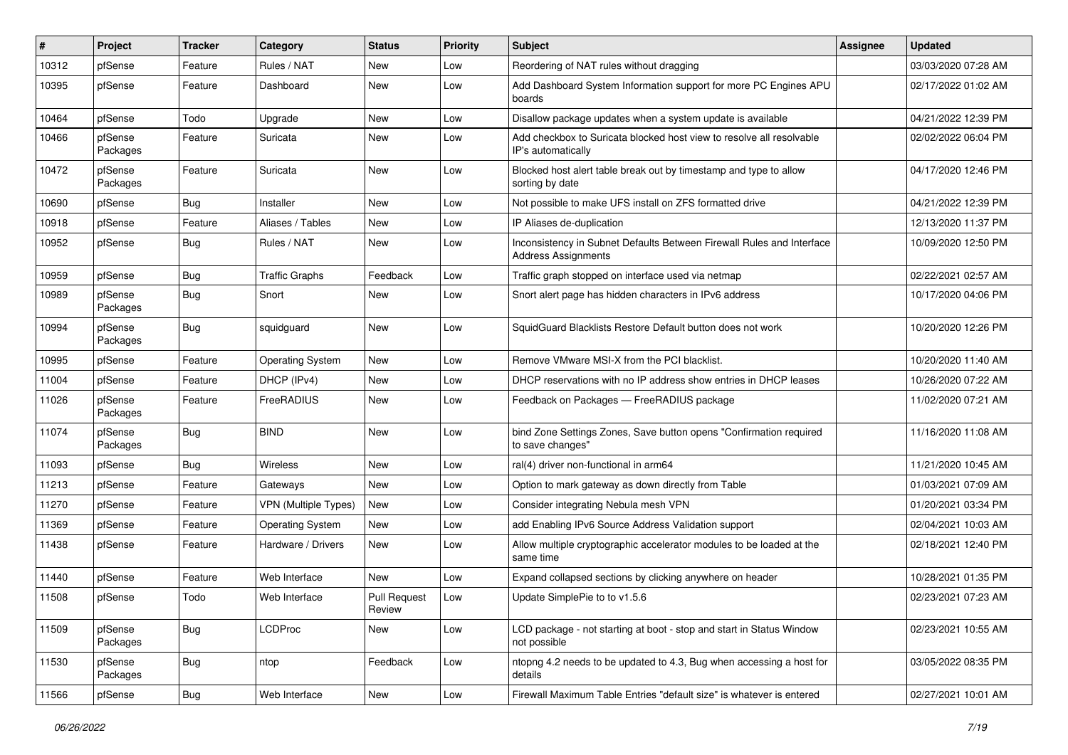| # | Project | Tracker | Category | Status | Priority | Subject | Assignee | Updated |
|---|---|---|---|---|---|---|---|---|
| 10312 | pfSense | Feature | Rules / NAT | New | Low | Reordering of NAT rules without dragging | | 03/03/2020 07:28 AM |
| 10395 | pfSense | Feature | Dashboard | New | Low | Add Dashboard System Information support for more PC Engines APU boards | | 02/17/2022 01:02 AM |
| 10464 | pfSense | Todo | Upgrade | New | Low | Disallow package updates when a system update is available | | 04/21/2022 12:39 PM |
| 10466 | pfSense Packages | Feature | Suricata | New | Low | Add checkbox to Suricata blocked host view to resolve all resolvable IP's automatically | | 02/02/2022 06:04 PM |
| 10472 | pfSense Packages | Feature | Suricata | New | Low | Blocked host alert table break out by timestamp and type to allow sorting by date | | 04/17/2020 12:46 PM |
| 10690 | pfSense | Bug | Installer | New | Low | Not possible to make UFS install on ZFS formatted drive | | 04/21/2022 12:39 PM |
| 10918 | pfSense | Feature | Aliases / Tables | New | Low | IP Aliases de-duplication | | 12/13/2020 11:37 PM |
| 10952 | pfSense | Bug | Rules / NAT | New | Low | Inconsistency in Subnet Defaults Between Firewall Rules and Interface Address Assignments | | 10/09/2020 12:50 PM |
| 10959 | pfSense | Bug | Traffic Graphs | Feedback | Low | Traffic graph stopped on interface used via netmap | | 02/22/2021 02:57 AM |
| 10989 | pfSense Packages | Bug | Snort | New | Low | Snort alert page has hidden characters in IPv6 address | | 10/17/2020 04:06 PM |
| 10994 | pfSense Packages | Bug | squidguard | New | Low | SquidGuard Blacklists Restore Default button does not work | | 10/20/2020 12:26 PM |
| 10995 | pfSense | Feature | Operating System | New | Low | Remove VMware MSI-X from the PCI blacklist. | | 10/20/2020 11:40 AM |
| 11004 | pfSense | Feature | DHCP (IPv4) | New | Low | DHCP reservations with no IP address show entries in DHCP leases | | 10/26/2020 07:22 AM |
| 11026 | pfSense Packages | Feature | FreeRADIUS | New | Low | Feedback on Packages — FreeRADIUS package | | 11/02/2020 07:21 AM |
| 11074 | pfSense Packages | Bug | BIND | New | Low | bind Zone Settings Zones, Save button opens "Confirmation required to save changes" | | 11/16/2020 11:08 AM |
| 11093 | pfSense | Bug | Wireless | New | Low | ral(4) driver non-functional in arm64 | | 11/21/2020 10:45 AM |
| 11213 | pfSense | Feature | Gateways | New | Low | Option to mark gateway as down directly from Table | | 01/03/2021 07:09 AM |
| 11270 | pfSense | Feature | VPN (Multiple Types) | New | Low | Consider integrating Nebula mesh VPN | | 01/20/2021 03:34 PM |
| 11369 | pfSense | Feature | Operating System | New | Low | add Enabling IPv6 Source Address Validation support | | 02/04/2021 10:03 AM |
| 11438 | pfSense | Feature | Hardware / Drivers | New | Low | Allow multiple cryptographic accelerator modules to be loaded at the same time | | 02/18/2021 12:40 PM |
| 11440 | pfSense | Feature | Web Interface | New | Low | Expand collapsed sections by clicking anywhere on header | | 10/28/2021 01:35 PM |
| 11508 | pfSense | Todo | Web Interface | Pull Request Review | Low | Update SimplePie to to v1.5.6 | | 02/23/2021 07:23 AM |
| 11509 | pfSense Packages | Bug | LCDProc | New | Low | LCD package - not starting at boot - stop and start in Status Window not possible | | 02/23/2021 10:55 AM |
| 11530 | pfSense Packages | Bug | ntop | Feedback | Low | ntopng 4.2 needs to be updated to 4.3, Bug when accessing a host for details | | 03/05/2022 08:35 PM |
| 11566 | pfSense | Bug | Web Interface | New | Low | Firewall Maximum Table Entries "default size" is whatever is entered | | 02/27/2021 10:01 AM |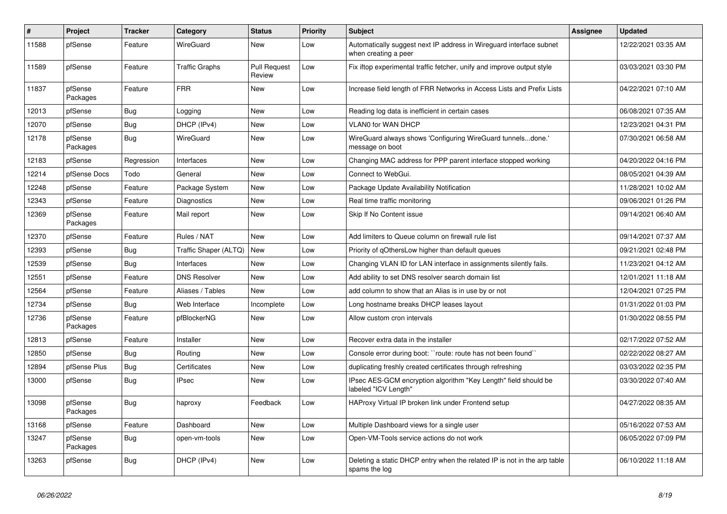| # | Project | Tracker | Category | Status | Priority | Subject | Assignee | Updated |
|---|---|---|---|---|---|---|---|---|
| 11588 | pfSense | Feature | WireGuard | New | Low | Automatically suggest next IP address in Wireguard interface subnet when creating a peer | | 12/22/2021 03:35 AM |
| 11589 | pfSense | Feature | Traffic Graphs | Pull Request Review | Low | Fix iftop experimental traffic fetcher, unify and improve output style | | 03/03/2021 03:30 PM |
| 11837 | pfSense Packages | Feature | FRR | New | Low | Increase field length of FRR Networks in Access Lists and Prefix Lists | | 04/22/2021 07:10 AM |
| 12013 | pfSense | Bug | Logging | New | Low | Reading log data is inefficient in certain cases | | 06/08/2021 07:35 AM |
| 12070 | pfSense | Bug | DHCP (IPv4) | New | Low | VLAN0 for WAN DHCP | | 12/23/2021 04:31 PM |
| 12178 | pfSense Packages | Bug | WireGuard | New | Low | WireGuard always shows 'Configuring WireGuard tunnels...done.' message on boot | | 07/30/2021 06:58 AM |
| 12183 | pfSense | Regression | Interfaces | New | Low | Changing MAC address for PPP parent interface stopped working | | 04/20/2022 04:16 PM |
| 12214 | pfSense Docs | Todo | General | New | Low | Connect to WebGui. | | 08/05/2021 04:39 AM |
| 12248 | pfSense | Feature | Package System | New | Low | Package Update Availability Notification | | 11/28/2021 10:02 AM |
| 12343 | pfSense | Feature | Diagnostics | New | Low | Real time traffic monitoring | | 09/06/2021 01:26 PM |
| 12369 | pfSense Packages | Feature | Mail report | New | Low | Skip If No Content issue | | 09/14/2021 06:40 AM |
| 12370 | pfSense | Feature | Rules / NAT | New | Low | Add limiters to Queue column on firewall rule list | | 09/14/2021 07:37 AM |
| 12393 | pfSense | Bug | Traffic Shaper (ALTQ) | New | Low | Priority of qOthersLow higher than default queues | | 09/21/2021 02:48 PM |
| 12539 | pfSense | Bug | Interfaces | New | Low | Changing VLAN ID for LAN interface in assignments silently fails. | | 11/23/2021 04:12 AM |
| 12551 | pfSense | Feature | DNS Resolver | New | Low | Add ability to set DNS resolver search domain list | | 12/01/2021 11:18 AM |
| 12564 | pfSense | Feature | Aliases / Tables | New | Low | add column to show that an Alias is in use by or not | | 12/04/2021 07:25 PM |
| 12734 | pfSense | Bug | Web Interface | Incomplete | Low | Long hostname breaks DHCP leases layout | | 01/31/2022 01:03 PM |
| 12736 | pfSense Packages | Feature | pfBlockerNG | New | Low | Allow custom cron intervals | | 01/30/2022 08:55 PM |
| 12813 | pfSense | Feature | Installer | New | Low | Recover extra data in the installer | | 02/17/2022 07:52 AM |
| 12850 | pfSense | Bug | Routing | New | Low | Console error during boot: ``route: route has not been found`` | | 02/22/2022 08:27 AM |
| 12894 | pfSense Plus | Bug | Certificates | New | Low | duplicating freshly created certificates through refreshing | | 03/03/2022 02:35 PM |
| 13000 | pfSense | Bug | IPsec | New | Low | IPsec AES-GCM encryption algorithm "Key Length" field should be labeled "ICV Length" | | 03/30/2022 07:40 AM |
| 13098 | pfSense Packages | Bug | haproxy | Feedback | Low | HAProxy Virtual IP broken link under Frontend setup | | 04/27/2022 08:35 AM |
| 13168 | pfSense | Feature | Dashboard | New | Low | Multiple Dashboard views for a single user | | 05/16/2022 07:53 AM |
| 13247 | pfSense Packages | Bug | open-vm-tools | New | Low | Open-VM-Tools service actions do not work | | 06/05/2022 07:09 PM |
| 13263 | pfSense | Bug | DHCP (IPv4) | New | Low | Deleting a static DHCP entry when the related IP is not in the arp table spams the log | | 06/10/2022 11:18 AM |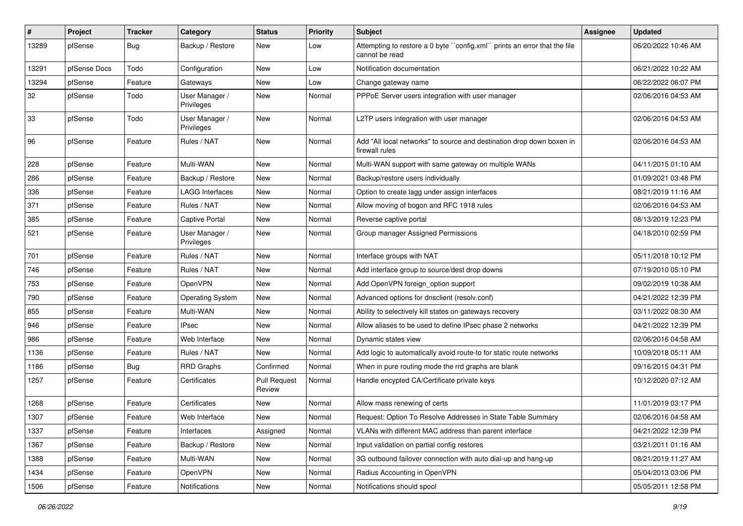| # | Project | Tracker | Category | Status | Priority | Subject | Assignee | Updated |
|---|---|---|---|---|---|---|---|---|
| 13289 | pfSense | Bug | Backup / Restore | New | Low | Attempting to restore a 0 byte ``config.xml`` prints an error that the file cannot be read | | 06/20/2022 10:46 AM |
| 13291 | pfSense Docs | Todo | Configuration | New | Low | Notification documentation | | 06/21/2022 10:22 AM |
| 13294 | pfSense | Feature | Gateways | New | Low | Change gateway name | | 06/22/2022 06:07 PM |
| 32 | pfSense | Todo | User Manager / Privileges | New | Normal | PPPoE Server users integration with user manager | | 02/06/2016 04:53 AM |
| 33 | pfSense | Todo | User Manager / Privileges | New | Normal | L2TP users integration with user manager | | 02/06/2016 04:53 AM |
| 96 | pfSense | Feature | Rules / NAT | New | Normal | Add "All local networks" to source and destination drop down boxen in firewall rules | | 02/06/2016 04:53 AM |
| 228 | pfSense | Feature | Multi-WAN | New | Normal | Multi-WAN support with same gateway on multiple WANs | | 04/11/2015 01:10 AM |
| 286 | pfSense | Feature | Backup / Restore | New | Normal | Backup/restore users individually | | 01/09/2021 03:48 PM |
| 336 | pfSense | Feature | LAGG Interfaces | New | Normal | Option to create lagg under assign interfaces | | 08/21/2019 11:16 AM |
| 371 | pfSense | Feature | Rules / NAT | New | Normal | Allow moving of bogon and RFC 1918 rules | | 02/06/2016 04:53 AM |
| 385 | pfSense | Feature | Captive Portal | New | Normal | Reverse captive portal | | 08/13/2019 12:23 PM |
| 521 | pfSense | Feature | User Manager / Privileges | New | Normal | Group manager Assigned Permissions | | 04/18/2010 02:59 PM |
| 701 | pfSense | Feature | Rules / NAT | New | Normal | Interface groups with NAT | | 05/11/2018 10:12 PM |
| 746 | pfSense | Feature | Rules / NAT | New | Normal | Add interface group to source/dest drop downs | | 07/19/2010 05:10 PM |
| 753 | pfSense | Feature | OpenVPN | New | Normal | Add OpenVPN foreign_option support | | 09/02/2019 10:38 AM |
| 790 | pfSense | Feature | Operating System | New | Normal | Advanced options for dnsclient (resolv.conf) | | 04/21/2022 12:39 PM |
| 855 | pfSense | Feature | Multi-WAN | New | Normal | Ability to selectively kill states on gateways recovery | | 03/11/2022 08:30 AM |
| 946 | pfSense | Feature | IPsec | New | Normal | Allow aliases to be used to define IPsec phase 2 networks | | 04/21/2022 12:39 PM |
| 986 | pfSense | Feature | Web Interface | New | Normal | Dynamic states view | | 02/06/2016 04:58 AM |
| 1136 | pfSense | Feature | Rules / NAT | New | Normal | Add logic to automatically avoid route-to for static route networks | | 10/09/2018 05:11 AM |
| 1186 | pfSense | Bug | RRD Graphs | Confirmed | Normal | When in pure routing mode the rrd graphs are blank | | 09/16/2015 04:31 PM |
| 1257 | pfSense | Feature | Certificates | Pull Request Review | Normal | Handle encypted CA/Certificate private keys | | 10/12/2020 07:12 AM |
| 1268 | pfSense | Feature | Certificates | New | Normal | Allow mass renewing of certs | | 11/01/2019 03:17 PM |
| 1307 | pfSense | Feature | Web Interface | New | Normal | Request: Option To Resolve Addresses in State Table Summary | | 02/06/2016 04:58 AM |
| 1337 | pfSense | Feature | Interfaces | Assigned | Normal | VLANs with different MAC address than parent interface | | 04/21/2022 12:39 PM |
| 1367 | pfSense | Feature | Backup / Restore | New | Normal | Input validation on partial config restores | | 03/21/2011 01:16 AM |
| 1388 | pfSense | Feature | Multi-WAN | New | Normal | 3G outbound failover connection with auto dial-up and hang-up | | 08/21/2019 11:27 AM |
| 1434 | pfSense | Feature | OpenVPN | New | Normal | Radius Accounting in OpenVPN | | 05/04/2013 03:06 PM |
| 1506 | pfSense | Feature | Notifications | New | Normal | Notifications should spool | | 05/05/2011 12:58 PM |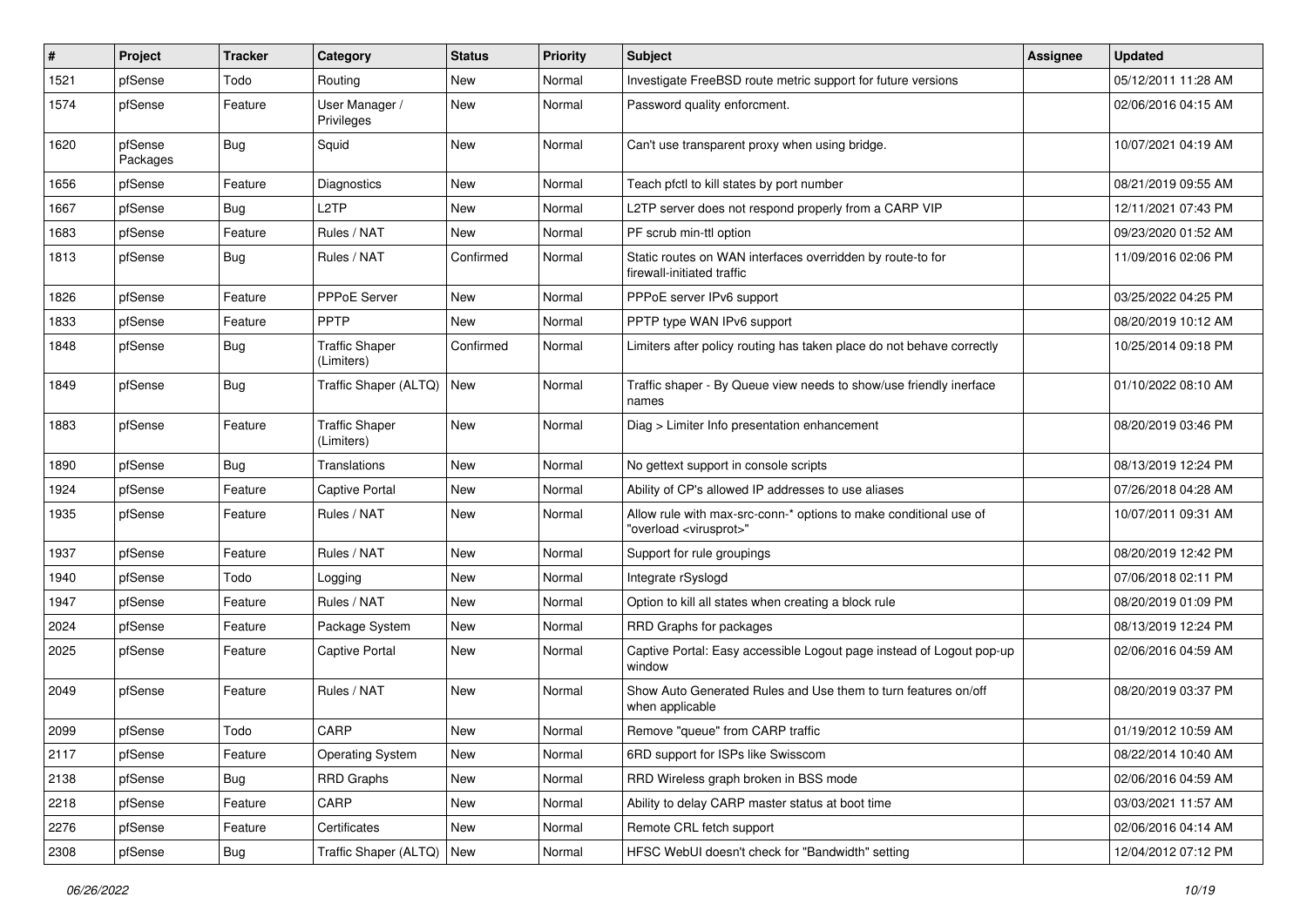| # | Project | Tracker | Category | Status | Priority | Subject | Assignee | Updated |
| --- | --- | --- | --- | --- | --- | --- | --- | --- |
| 1521 | pfSense | Todo | Routing | New | Normal | Investigate FreeBSD route metric support for future versions | | 05/12/2011 11:28 AM |
| 1574 | pfSense | Feature | User Manager / Privileges | New | Normal | Password quality enforcment. | | 02/06/2016 04:15 AM |
| 1620 | pfSense Packages | Bug | Squid | New | Normal | Can't use transparent proxy when using bridge. | | 10/07/2021 04:19 AM |
| 1656 | pfSense | Feature | Diagnostics | New | Normal | Teach pfctl to kill states by port number | | 08/21/2019 09:55 AM |
| 1667 | pfSense | Bug | L2TP | New | Normal | L2TP server does not respond properly from a CARP VIP | | 12/11/2021 07:43 PM |
| 1683 | pfSense | Feature | Rules / NAT | New | Normal | PF scrub min-ttl option | | 09/23/2020 01:52 AM |
| 1813 | pfSense | Bug | Rules / NAT | Confirmed | Normal | Static routes on WAN interfaces overridden by route-to for firewall-initiated traffic | | 11/09/2016 02:06 PM |
| 1826 | pfSense | Feature | PPPoE Server | New | Normal | PPPoE server IPv6 support | | 03/25/2022 04:25 PM |
| 1833 | pfSense | Feature | PPTP | New | Normal | PPTP type WAN IPv6 support | | 08/20/2019 10:12 AM |
| 1848 | pfSense | Bug | Traffic Shaper (Limiters) | Confirmed | Normal | Limiters after policy routing has taken place do not behave correctly | | 10/25/2014 09:18 PM |
| 1849 | pfSense | Bug | Traffic Shaper (ALTQ) | New | Normal | Traffic shaper - By Queue view needs to show/use friendly inerface names | | 01/10/2022 08:10 AM |
| 1883 | pfSense | Feature | Traffic Shaper (Limiters) | New | Normal | Diag > Limiter Info presentation enhancement | | 08/20/2019 03:46 PM |
| 1890 | pfSense | Bug | Translations | New | Normal | No gettext support in console scripts | | 08/13/2019 12:24 PM |
| 1924 | pfSense | Feature | Captive Portal | New | Normal | Ability of CP's allowed IP addresses to use aliases | | 07/26/2018 04:28 AM |
| 1935 | pfSense | Feature | Rules / NAT | New | Normal | Allow rule with max-src-conn-* options to make conditional use of "overload <virusprot>" | | 10/07/2011 09:31 AM |
| 1937 | pfSense | Feature | Rules / NAT | New | Normal | Support for rule groupings | | 08/20/2019 12:42 PM |
| 1940 | pfSense | Todo | Logging | New | Normal | Integrate rSyslogd | | 07/06/2018 02:11 PM |
| 1947 | pfSense | Feature | Rules / NAT | New | Normal | Option to kill all states when creating a block rule | | 08/20/2019 01:09 PM |
| 2024 | pfSense | Feature | Package System | New | Normal | RRD Graphs for packages | | 08/13/2019 12:24 PM |
| 2025 | pfSense | Feature | Captive Portal | New | Normal | Captive Portal: Easy accessible Logout page instead of Logout pop-up window | | 02/06/2016 04:59 AM |
| 2049 | pfSense | Feature | Rules / NAT | New | Normal | Show Auto Generated Rules and Use them to turn features on/off when applicable | | 08/20/2019 03:37 PM |
| 2099 | pfSense | Todo | CARP | New | Normal | Remove "queue" from CARP traffic | | 01/19/2012 10:59 AM |
| 2117 | pfSense | Feature | Operating System | New | Normal | 6RD support for ISPs like Swisscom | | 08/22/2014 10:40 AM |
| 2138 | pfSense | Bug | RRD Graphs | New | Normal | RRD Wireless graph broken in BSS mode | | 02/06/2016 04:59 AM |
| 2218 | pfSense | Feature | CARP | New | Normal | Ability to delay CARP master status at boot time | | 03/03/2021 11:57 AM |
| 2276 | pfSense | Feature | Certificates | New | Normal | Remote CRL fetch support | | 02/06/2016 04:14 AM |
| 2308 | pfSense | Bug | Traffic Shaper (ALTQ) | New | Normal | HFSC WebUI doesn't check for "Bandwidth" setting | | 12/04/2012 07:12 PM |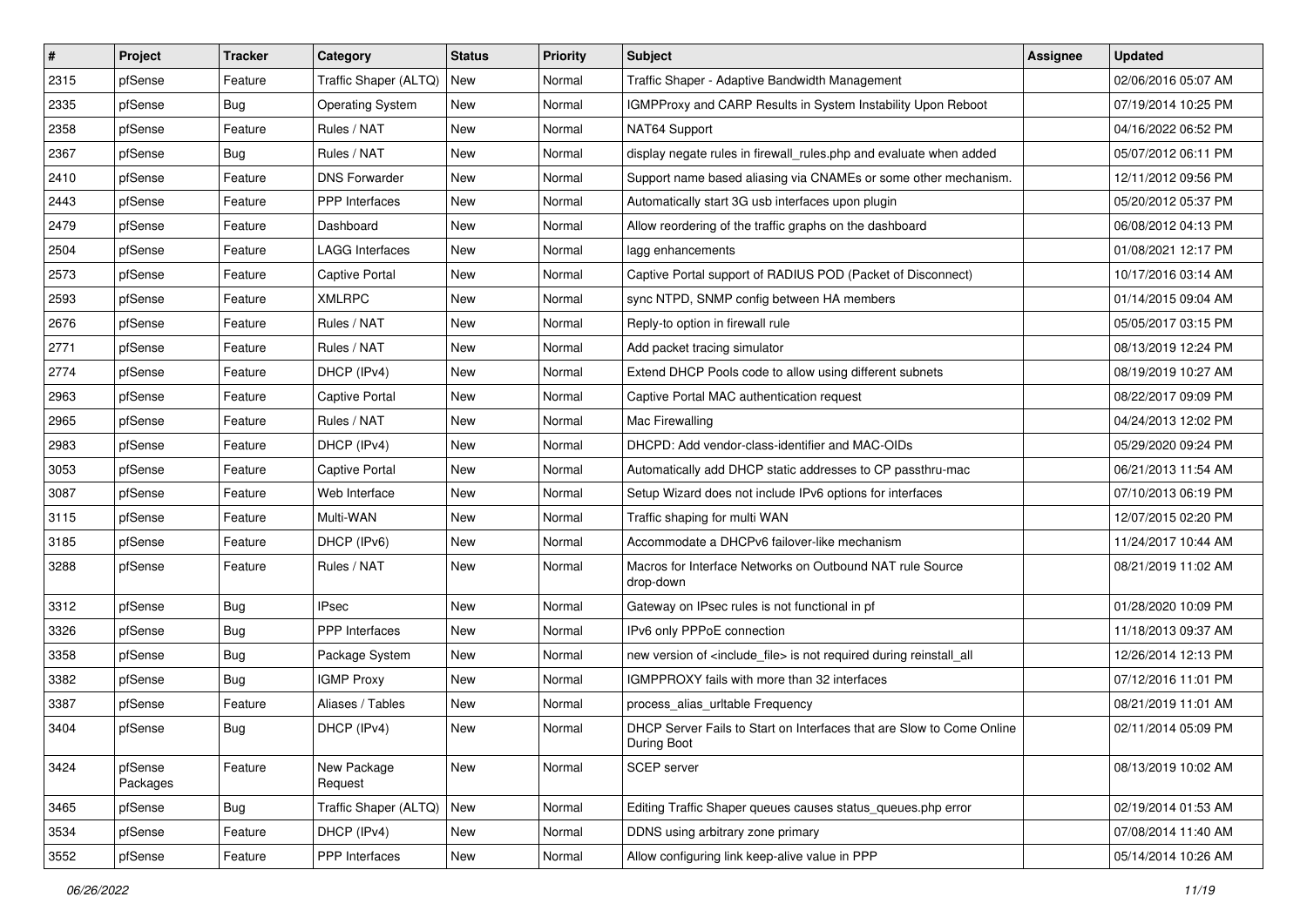| # | Project | Tracker | Category | Status | Priority | Subject | Assignee | Updated |
|---|---|---|---|---|---|---|---|---|
| 2315 | pfSense | Feature | Traffic Shaper (ALTQ) | New | Normal | Traffic Shaper - Adaptive Bandwidth Management | | 02/06/2016 05:07 AM |
| 2335 | pfSense | Bug | Operating System | New | Normal | IGMPProxy and CARP Results in System Instability Upon Reboot | | 07/19/2014 10:25 PM |
| 2358 | pfSense | Feature | Rules / NAT | New | Normal | NAT64 Support | | 04/16/2022 06:52 PM |
| 2367 | pfSense | Bug | Rules / NAT | New | Normal | display negate rules in firewall_rules.php and evaluate when added | | 05/07/2012 06:11 PM |
| 2410 | pfSense | Feature | DNS Forwarder | New | Normal | Support name based aliasing via CNAMEs or some other mechanism. | | 12/11/2012 09:56 PM |
| 2443 | pfSense | Feature | PPP Interfaces | New | Normal | Automatically start 3G usb interfaces upon plugin | | 05/20/2012 05:37 PM |
| 2479 | pfSense | Feature | Dashboard | New | Normal | Allow reordering of the traffic graphs on the dashboard | | 06/08/2012 04:13 PM |
| 2504 | pfSense | Feature | LAGG Interfaces | New | Normal | lagg enhancements | | 01/08/2021 12:17 PM |
| 2573 | pfSense | Feature | Captive Portal | New | Normal | Captive Portal support of RADIUS POD (Packet of Disconnect) | | 10/17/2016 03:14 AM |
| 2593 | pfSense | Feature | XMLRPC | New | Normal | sync NTPD, SNMP config between HA members | | 01/14/2015 09:04 AM |
| 2676 | pfSense | Feature | Rules / NAT | New | Normal | Reply-to option in firewall rule | | 05/05/2017 03:15 PM |
| 2771 | pfSense | Feature | Rules / NAT | New | Normal | Add packet tracing simulator | | 08/13/2019 12:24 PM |
| 2774 | pfSense | Feature | DHCP (IPv4) | New | Normal | Extend DHCP Pools code to allow using different subnets | | 08/19/2019 10:27 AM |
| 2963 | pfSense | Feature | Captive Portal | New | Normal | Captive Portal MAC authentication request | | 08/22/2017 09:09 PM |
| 2965 | pfSense | Feature | Rules / NAT | New | Normal | Mac Firewalling | | 04/24/2013 12:02 PM |
| 2983 | pfSense | Feature | DHCP (IPv4) | New | Normal | DHCPD: Add vendor-class-identifier and MAC-OIDs | | 05/29/2020 09:24 PM |
| 3053 | pfSense | Feature | Captive Portal | New | Normal | Automatically add DHCP static addresses to CP passthru-mac | | 06/21/2013 11:54 AM |
| 3087 | pfSense | Feature | Web Interface | New | Normal | Setup Wizard does not include IPv6 options for interfaces | | 07/10/2013 06:19 PM |
| 3115 | pfSense | Feature | Multi-WAN | New | Normal | Traffic shaping for multi WAN | | 12/07/2015 02:20 PM |
| 3185 | pfSense | Feature | DHCP (IPv6) | New | Normal | Accommodate a DHCPv6 failover-like mechanism | | 11/24/2017 10:44 AM |
| 3288 | pfSense | Feature | Rules / NAT | New | Normal | Macros for Interface Networks on Outbound NAT rule Source drop-down | | 08/21/2019 11:02 AM |
| 3312 | pfSense | Bug | IPsec | New | Normal | Gateway on IPsec rules is not functional in pf | | 01/28/2020 10:09 PM |
| 3326 | pfSense | Bug | PPP Interfaces | New | Normal | IPv6 only PPPoE connection | | 11/18/2013 09:37 AM |
| 3358 | pfSense | Bug | Package System | New | Normal | new version of <include_file> is not required during reinstall_all | | 12/26/2014 12:13 PM |
| 3382 | pfSense | Bug | IGMP Proxy | New | Normal | IGMPPROXY fails with more than 32 interfaces | | 07/12/2016 11:01 PM |
| 3387 | pfSense | Feature | Aliases / Tables | New | Normal | process_alias_urltable Frequency | | 08/21/2019 11:01 AM |
| 3404 | pfSense | Bug | DHCP (IPv4) | New | Normal | DHCP Server Fails to Start on Interfaces that are Slow to Come Online During Boot | | 02/11/2014 05:09 PM |
| 3424 | pfSense Packages | Feature | New Package Request | New | Normal | SCEP server | | 08/13/2019 10:02 AM |
| 3465 | pfSense | Bug | Traffic Shaper (ALTQ) | New | Normal | Editing Traffic Shaper queues causes status_queues.php error | | 02/19/2014 01:53 AM |
| 3534 | pfSense | Feature | DHCP (IPv4) | New | Normal | DDNS using arbitrary zone primary | | 07/08/2014 11:40 AM |
| 3552 | pfSense | Feature | PPP Interfaces | New | Normal | Allow configuring link keep-alive value in PPP | | 05/14/2014 10:26 AM |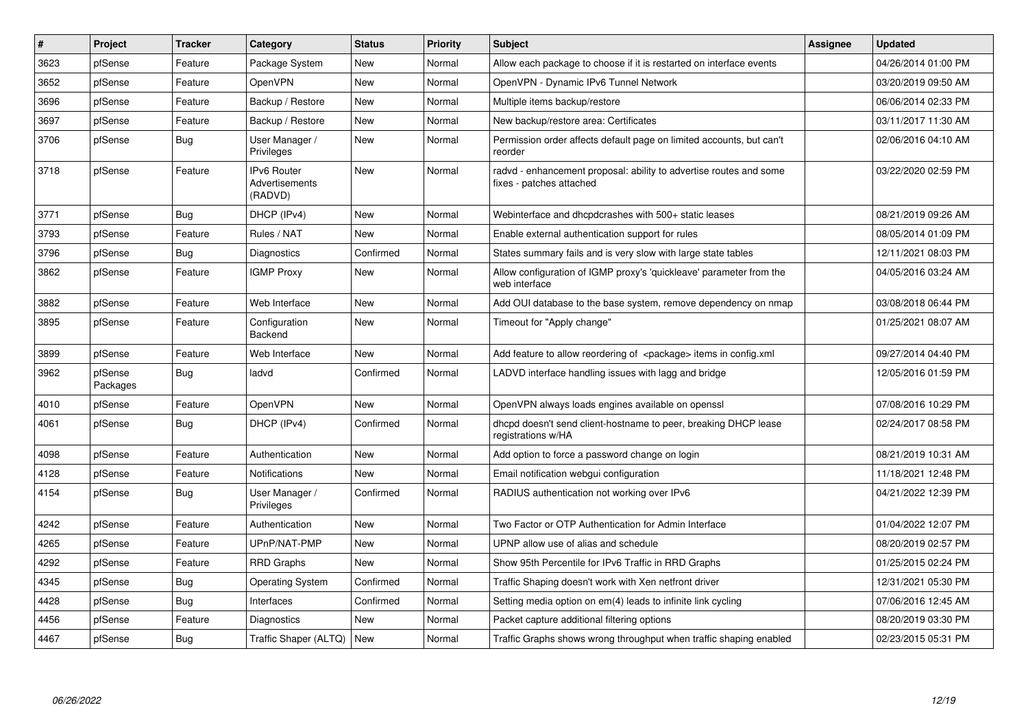| # | Project | Tracker | Category | Status | Priority | Subject | Assignee | Updated |
|---|---|---|---|---|---|---|---|---|
| 3623 | pfSense | Feature | Package System | New | Normal | Allow each package to choose if it is restarted on interface events | | 04/26/2014 01:00 PM |
| 3652 | pfSense | Feature | OpenVPN | New | Normal | OpenVPN - Dynamic IPv6 Tunnel Network | | 03/20/2019 09:50 AM |
| 3696 | pfSense | Feature | Backup / Restore | New | Normal | Multiple items backup/restore | | 06/06/2014 02:33 PM |
| 3697 | pfSense | Feature | Backup / Restore | New | Normal | New backup/restore area: Certificates | | 03/11/2017 11:30 AM |
| 3706 | pfSense | Bug | User Manager / Privileges | New | Normal | Permission order affects default page on limited accounts, but can't reorder | | 02/06/2016 04:10 AM |
| 3718 | pfSense | Feature | IPv6 Router Advertisements (RADVD) | New | Normal | radvd - enhancement proposal: ability to advertise routes and some fixes - patches attached | | 03/22/2020 02:59 PM |
| 3771 | pfSense | Bug | DHCP (IPv4) | New | Normal | Webinterface and dhcpdcrashes with 500+ static leases | | 08/21/2019 09:26 AM |
| 3793 | pfSense | Feature | Rules / NAT | New | Normal | Enable external authentication support for rules | | 08/05/2014 01:09 PM |
| 3796 | pfSense | Bug | Diagnostics | Confirmed | Normal | States summary fails and is very slow with large state tables | | 12/11/2021 08:03 PM |
| 3862 | pfSense | Feature | IGMP Proxy | New | Normal | Allow configuration of IGMP proxy's 'quickleave' parameter from the web interface | | 04/05/2016 03:24 AM |
| 3882 | pfSense | Feature | Web Interface | New | Normal | Add OUI database to the base system, remove dependency on nmap | | 03/08/2018 06:44 PM |
| 3895 | pfSense | Feature | Configuration Backend | New | Normal | Timeout for "Apply change" | | 01/25/2021 08:07 AM |
| 3899 | pfSense | Feature | Web Interface | New | Normal | Add feature to allow reordering of <package> items in config.xml | | 09/27/2014 04:40 PM |
| 3962 | pfSense Packages | Bug | ladvd | Confirmed | Normal | LADVD interface handling issues with lagg and bridge | | 12/05/2016 01:59 PM |
| 4010 | pfSense | Feature | OpenVPN | New | Normal | OpenVPN always loads engines available on openssl | | 07/08/2016 10:29 PM |
| 4061 | pfSense | Bug | DHCP (IPv4) | Confirmed | Normal | dhcpd doesn't send client-hostname to peer, breaking DHCP lease registrations w/HA | | 02/24/2017 08:58 PM |
| 4098 | pfSense | Feature | Authentication | New | Normal | Add option to force a password change on login | | 08/21/2019 10:31 AM |
| 4128 | pfSense | Feature | Notifications | New | Normal | Email notification webgui configuration | | 11/18/2021 12:48 PM |
| 4154 | pfSense | Bug | User Manager / Privileges | Confirmed | Normal | RADIUS authentication not working over IPv6 | | 04/21/2022 12:39 PM |
| 4242 | pfSense | Feature | Authentication | New | Normal | Two Factor or OTP Authentication for Admin Interface | | 01/04/2022 12:07 PM |
| 4265 | pfSense | Feature | UPnP/NAT-PMP | New | Normal | UPNP allow use of alias and schedule | | 08/20/2019 02:57 PM |
| 4292 | pfSense | Feature | RRD Graphs | New | Normal | Show 95th Percentile for IPv6 Traffic in RRD Graphs | | 01/25/2015 02:24 PM |
| 4345 | pfSense | Bug | Operating System | Confirmed | Normal | Traffic Shaping doesn't work with Xen netfront driver | | 12/31/2021 05:30 PM |
| 4428 | pfSense | Bug | Interfaces | Confirmed | Normal | Setting media option on em(4) leads to infinite link cycling | | 07/06/2016 12:45 AM |
| 4456 | pfSense | Feature | Diagnostics | New | Normal | Packet capture additional filtering options | | 08/20/2019 03:30 PM |
| 4467 | pfSense | Bug | Traffic Shaper (ALTQ) | New | Normal | Traffic Graphs shows wrong throughput when traffic shaping enabled | | 02/23/2015 05:31 PM |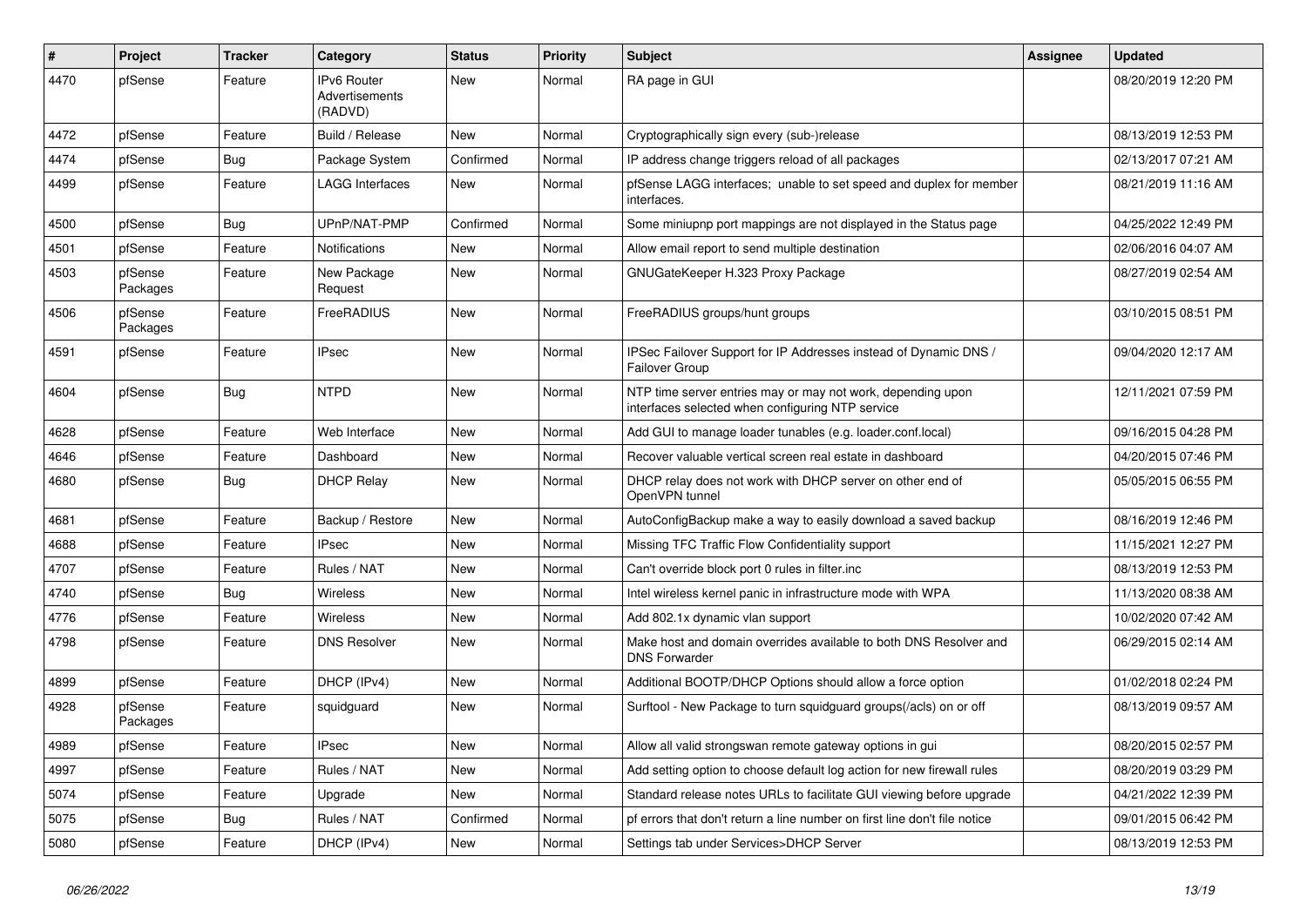| # | Project | Tracker | Category | Status | Priority | Subject | Assignee | Updated |
|---|---|---|---|---|---|---|---|---|
| 4470 | pfSense | Feature | IPv6 Router Advertisements (RADVD) | New | Normal | RA page in GUI | | 08/20/2019 12:20 PM |
| 4472 | pfSense | Feature | Build / Release | New | Normal | Cryptographically sign every (sub-)release | | 08/13/2019 12:53 PM |
| 4474 | pfSense | Bug | Package System | Confirmed | Normal | IP address change triggers reload of all packages | | 02/13/2017 07:21 AM |
| 4499 | pfSense | Feature | LAGG Interfaces | New | Normal | pfSense LAGG interfaces; unable to set speed and duplex for member interfaces. | | 08/21/2019 11:16 AM |
| 4500 | pfSense | Bug | UPnP/NAT-PMP | Confirmed | Normal | Some miniupnp port mappings are not displayed in the Status page | | 04/25/2022 12:49 PM |
| 4501 | pfSense | Feature | Notifications | New | Normal | Allow email report to send multiple destination | | 02/06/2016 04:07 AM |
| 4503 | pfSense Packages | Feature | New Package Request | New | Normal | GNUGateKeeper H.323 Proxy Package | | 08/27/2019 02:54 AM |
| 4506 | pfSense Packages | Feature | FreeRADIUS | New | Normal | FreeRADIUS groups/hunt groups | | 03/10/2015 08:51 PM |
| 4591 | pfSense | Feature | IPsec | New | Normal | IPSec Failover Support for IP Addresses instead of Dynamic DNS / Failover Group | | 09/04/2020 12:17 AM |
| 4604 | pfSense | Bug | NTPD | New | Normal | NTP time server entries may or may not work, depending upon interfaces selected when configuring NTP service | | 12/11/2021 07:59 PM |
| 4628 | pfSense | Feature | Web Interface | New | Normal | Add GUI to manage loader tunables (e.g. loader.conf.local) | | 09/16/2015 04:28 PM |
| 4646 | pfSense | Feature | Dashboard | New | Normal | Recover valuable vertical screen real estate in dashboard | | 04/20/2015 07:46 PM |
| 4680 | pfSense | Bug | DHCP Relay | New | Normal | DHCP relay does not work with DHCP server on other end of OpenVPN tunnel | | 05/05/2015 06:55 PM |
| 4681 | pfSense | Feature | Backup / Restore | New | Normal | AutoConfigBackup make a way to easily download a saved backup | | 08/16/2019 12:46 PM |
| 4688 | pfSense | Feature | IPsec | New | Normal | Missing TFC Traffic Flow Confidentiality support | | 11/15/2021 12:27 PM |
| 4707 | pfSense | Feature | Rules / NAT | New | Normal | Can't override block port 0 rules in filter.inc | | 08/13/2019 12:53 PM |
| 4740 | pfSense | Bug | Wireless | New | Normal | Intel wireless kernel panic in infrastructure mode with WPA | | 11/13/2020 08:38 AM |
| 4776 | pfSense | Feature | Wireless | New | Normal | Add 802.1x dynamic vlan support | | 10/02/2020 07:42 AM |
| 4798 | pfSense | Feature | DNS Resolver | New | Normal | Make host and domain overrides available to both DNS Resolver and DNS Forwarder | | 06/29/2015 02:14 AM |
| 4899 | pfSense | Feature | DHCP (IPv4) | New | Normal | Additional BOOTP/DHCP Options should allow a force option | | 01/02/2018 02:24 PM |
| 4928 | pfSense Packages | Feature | squidguard | New | Normal | Surftool - New Package to turn squidguard groups(/acls) on or off | | 08/13/2019 09:57 AM |
| 4989 | pfSense | Feature | IPsec | New | Normal | Allow all valid strongswan remote gateway options in gui | | 08/20/2015 02:57 PM |
| 4997 | pfSense | Feature | Rules / NAT | New | Normal | Add setting option to choose default log action for new firewall rules | | 08/20/2019 03:29 PM |
| 5074 | pfSense | Feature | Upgrade | New | Normal | Standard release notes URLs to facilitate GUI viewing before upgrade | | 04/21/2022 12:39 PM |
| 5075 | pfSense | Bug | Rules / NAT | Confirmed | Normal | pf errors that don't return a line number on first line don't file notice | | 09/01/2015 06:42 PM |
| 5080 | pfSense | Feature | DHCP (IPv4) | New | Normal | Settings tab under Services>DHCP Server | | 08/13/2019 12:53 PM |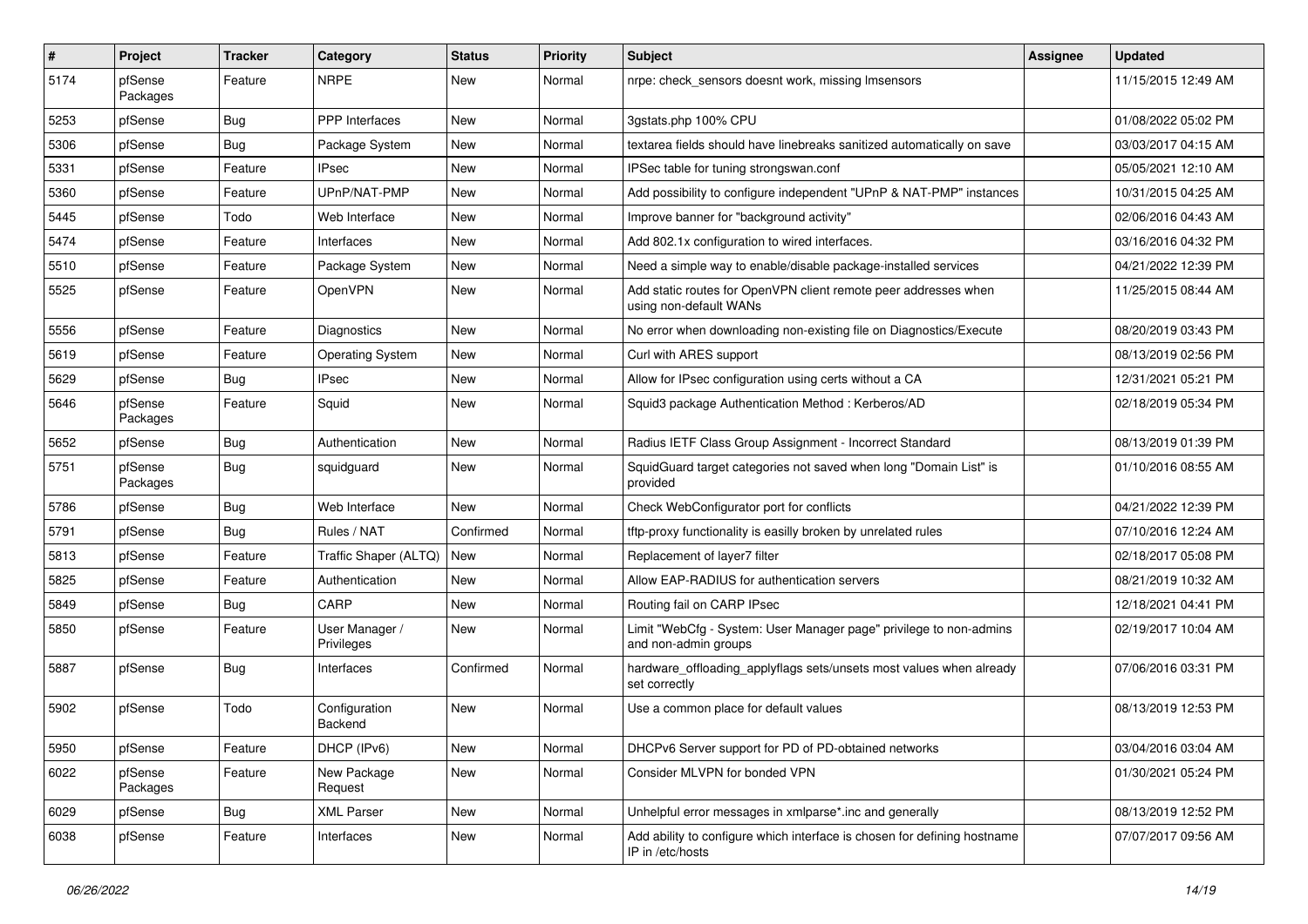| # | Project | Tracker | Category | Status | Priority | Subject | Assignee | Updated |
|---|---|---|---|---|---|---|---|---|
| 5174 | pfSense Packages | Feature | NRPE | New | Normal | nrpe: check_sensors doesnt work, missing lmsensors | | 11/15/2015 12:49 AM |
| 5253 | pfSense | Bug | PPP Interfaces | New | Normal | 3gstats.php 100% CPU | | 01/08/2022 05:02 PM |
| 5306 | pfSense | Bug | Package System | New | Normal | textarea fields should have linebreaks sanitized automatically on save | | 03/03/2017 04:15 AM |
| 5331 | pfSense | Feature | IPsec | New | Normal | IPSec table for tuning strongswan.conf | | 05/05/2021 12:10 AM |
| 5360 | pfSense | Feature | UPnP/NAT-PMP | New | Normal | Add possibility to configure independent "UPnP & NAT-PMP" instances | | 10/31/2015 04:25 AM |
| 5445 | pfSense | Todo | Web Interface | New | Normal | Improve banner for "background activity" | | 02/06/2016 04:43 AM |
| 5474 | pfSense | Feature | Interfaces | New | Normal | Add 802.1x configuration to wired interfaces. | | 03/16/2016 04:32 PM |
| 5510 | pfSense | Feature | Package System | New | Normal | Need a simple way to enable/disable package-installed services | | 04/21/2022 12:39 PM |
| 5525 | pfSense | Feature | OpenVPN | New | Normal | Add static routes for OpenVPN client remote peer addresses when using non-default WANs | | 11/25/2015 08:44 AM |
| 5556 | pfSense | Feature | Diagnostics | New | Normal | No error when downloading non-existing file on Diagnostics/Execute | | 08/20/2019 03:43 PM |
| 5619 | pfSense | Feature | Operating System | New | Normal | Curl with ARES support | | 08/13/2019 02:56 PM |
| 5629 | pfSense | Bug | IPsec | New | Normal | Allow for IPsec configuration using certs without a CA | | 12/31/2021 05:21 PM |
| 5646 | pfSense Packages | Feature | Squid | New | Normal | Squid3 package Authentication Method : Kerberos/AD | | 02/18/2019 05:34 PM |
| 5652 | pfSense | Bug | Authentication | New | Normal | Radius IETF Class Group Assignment - Incorrect Standard | | 08/13/2019 01:39 PM |
| 5751 | pfSense Packages | Bug | squidguard | New | Normal | SquidGuard target categories not saved when long "Domain List" is provided | | 01/10/2016 08:55 AM |
| 5786 | pfSense | Bug | Web Interface | New | Normal | Check WebConfigurator port for conflicts | | 04/21/2022 12:39 PM |
| 5791 | pfSense | Bug | Rules / NAT | Confirmed | Normal | tftp-proxy functionality is easilly broken by unrelated rules | | 07/10/2016 12:24 AM |
| 5813 | pfSense | Feature | Traffic Shaper (ALTQ) | New | Normal | Replacement of layer7 filter | | 02/18/2017 05:08 PM |
| 5825 | pfSense | Feature | Authentication | New | Normal | Allow EAP-RADIUS for authentication servers | | 08/21/2019 10:32 AM |
| 5849 | pfSense | Bug | CARP | New | Normal | Routing fail on CARP IPsec | | 12/18/2021 04:41 PM |
| 5850 | pfSense | Feature | User Manager / Privileges | New | Normal | Limit "WebCfg - System: User Manager page" privilege to non-admins and non-admin groups | | 02/19/2017 10:04 AM |
| 5887 | pfSense | Bug | Interfaces | Confirmed | Normal | hardware_offloading_applyflags sets/unsets most values when already set correctly | | 07/06/2016 03:31 PM |
| 5902 | pfSense | Todo | Configuration Backend | New | Normal | Use a common place for default values | | 08/13/2019 12:53 PM |
| 5950 | pfSense | Feature | DHCP (IPv6) | New | Normal | DHCPv6 Server support for PD of PD-obtained networks | | 03/04/2016 03:04 AM |
| 6022 | pfSense Packages | Feature | New Package Request | New | Normal | Consider MLVPN for bonded VPN | | 01/30/2021 05:24 PM |
| 6029 | pfSense | Bug | XML Parser | New | Normal | Unhelpful error messages in xmlparse*.inc and generally | | 08/13/2019 12:52 PM |
| 6038 | pfSense | Feature | Interfaces | New | Normal | Add ability to configure which interface is chosen for defining hostname IP in /etc/hosts | | 07/07/2017 09:56 AM |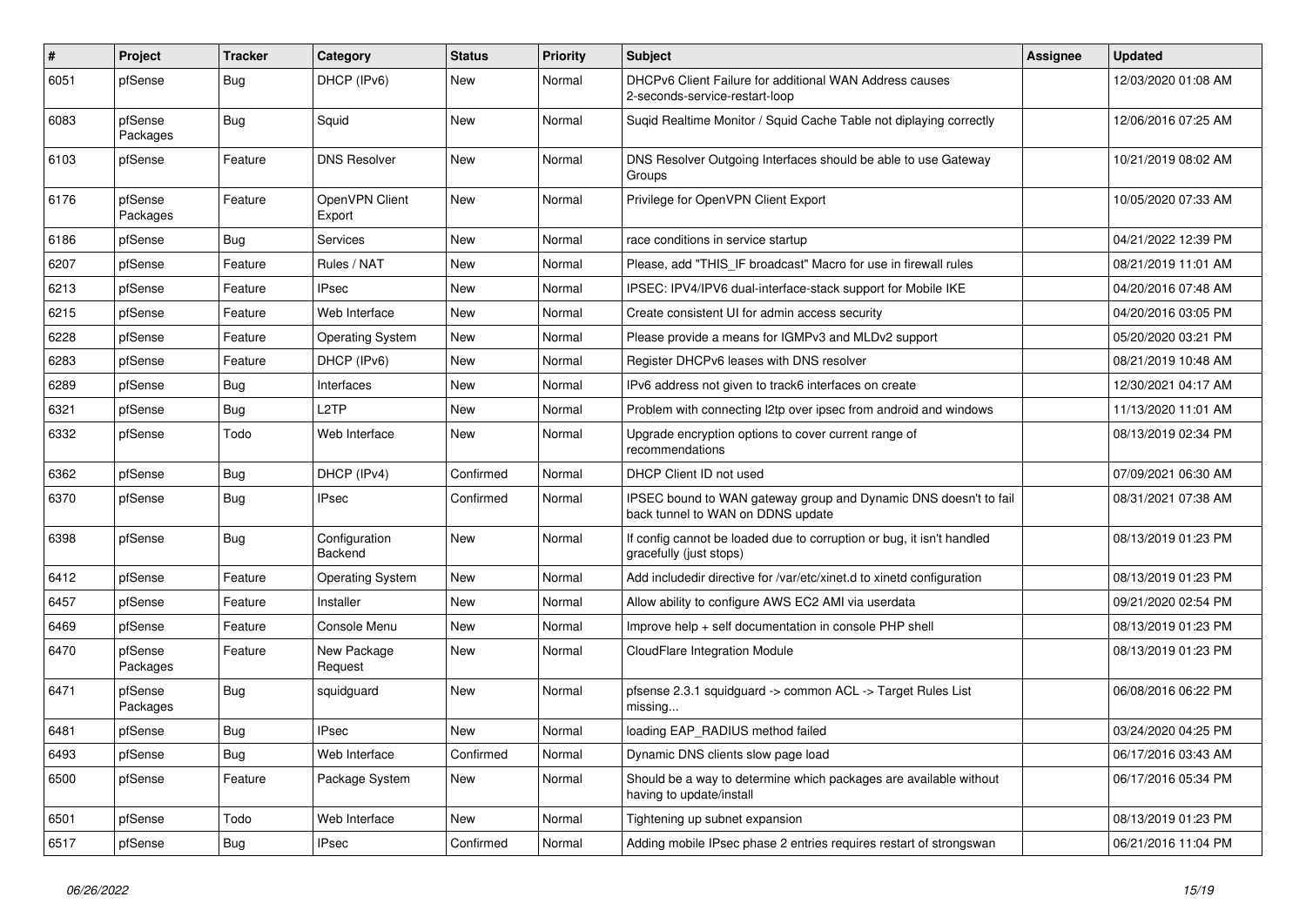| # | Project | Tracker | Category | Status | Priority | Subject | Assignee | Updated |
|---|---|---|---|---|---|---|---|---|
| 6051 | pfSense | Bug | DHCP (IPv6) | New | Normal | DHCPv6 Client Failure for additional WAN Address causes 2-seconds-service-restart-loop | | 12/03/2020 01:08 AM |
| 6083 | pfSense Packages | Bug | Squid | New | Normal | Suqid Realtime Monitor / Squid Cache Table not diplaying correctly | | 12/06/2016 07:25 AM |
| 6103 | pfSense | Feature | DNS Resolver | New | Normal | DNS Resolver Outgoing Interfaces should be able to use Gateway Groups | | 10/21/2019 08:02 AM |
| 6176 | pfSense Packages | Feature | OpenVPN Client Export | New | Normal | Privilege for OpenVPN Client Export | | 10/05/2020 07:33 AM |
| 6186 | pfSense | Bug | Services | New | Normal | race conditions in service startup | | 04/21/2022 12:39 PM |
| 6207 | pfSense | Feature | Rules / NAT | New | Normal | Please, add "THIS_IF broadcast" Macro for use in firewall rules | | 08/21/2019 11:01 AM |
| 6213 | pfSense | Feature | IPsec | New | Normal | IPSEC: IPV4/IPV6 dual-interface-stack support for Mobile IKE | | 04/20/2016 07:48 AM |
| 6215 | pfSense | Feature | Web Interface | New | Normal | Create consistent UI for admin access security | | 04/20/2016 03:05 PM |
| 6228 | pfSense | Feature | Operating System | New | Normal | Please provide a means for IGMPv3 and MLDv2 support | | 05/20/2020 03:21 PM |
| 6283 | pfSense | Feature | DHCP (IPv6) | New | Normal | Register DHCPv6 leases with DNS resolver | | 08/21/2019 10:48 AM |
| 6289 | pfSense | Bug | Interfaces | New | Normal | IPv6 address not given to track6 interfaces on create | | 12/30/2021 04:17 AM |
| 6321 | pfSense | Bug | L2TP | New | Normal | Problem with connecting l2tp over ipsec from android and windows | | 11/13/2020 11:01 AM |
| 6332 | pfSense | Todo | Web Interface | New | Normal | Upgrade encryption options to cover current range of recommendations | | 08/13/2019 02:34 PM |
| 6362 | pfSense | Bug | DHCP (IPv4) | Confirmed | Normal | DHCP Client ID not used | | 07/09/2021 06:30 AM |
| 6370 | pfSense | Bug | IPsec | Confirmed | Normal | IPSEC bound to WAN gateway group and Dynamic DNS doesn't to fail back tunnel to WAN on DDNS update | | 08/31/2021 07:38 AM |
| 6398 | pfSense | Bug | Configuration Backend | New | Normal | If config cannot be loaded due to corruption or bug, it isn't handled gracefully (just stops) | | 08/13/2019 01:23 PM |
| 6412 | pfSense | Feature | Operating System | New | Normal | Add includedir directive for /var/etc/xinet.d to xinetd configuration | | 08/13/2019 01:23 PM |
| 6457 | pfSense | Feature | Installer | New | Normal | Allow ability to configure AWS EC2 AMI via userdata | | 09/21/2020 02:54 PM |
| 6469 | pfSense | Feature | Console Menu | New | Normal | Improve help + self documentation in console PHP shell | | 08/13/2019 01:23 PM |
| 6470 | pfSense Packages | Feature | New Package Request | New | Normal | CloudFlare Integration Module | | 08/13/2019 01:23 PM |
| 6471 | pfSense Packages | Bug | squidguard | New | Normal | pfsense 2.3.1 squidguard -> common ACL -> Target Rules List missing... | | 06/08/2016 06:22 PM |
| 6481 | pfSense | Bug | IPsec | New | Normal | loading EAP_RADIUS method failed | | 03/24/2020 04:25 PM |
| 6493 | pfSense | Bug | Web Interface | Confirmed | Normal | Dynamic DNS clients slow page load | | 06/17/2016 03:43 AM |
| 6500 | pfSense | Feature | Package System | New | Normal | Should be a way to determine which packages are available without having to update/install | | 06/17/2016 05:34 PM |
| 6501 | pfSense | Todo | Web Interface | New | Normal | Tightening up subnet expansion | | 08/13/2019 01:23 PM |
| 6517 | pfSense | Bug | IPsec | Confirmed | Normal | Adding mobile IPsec phase 2 entries requires restart of strongswan | | 06/21/2016 11:04 PM |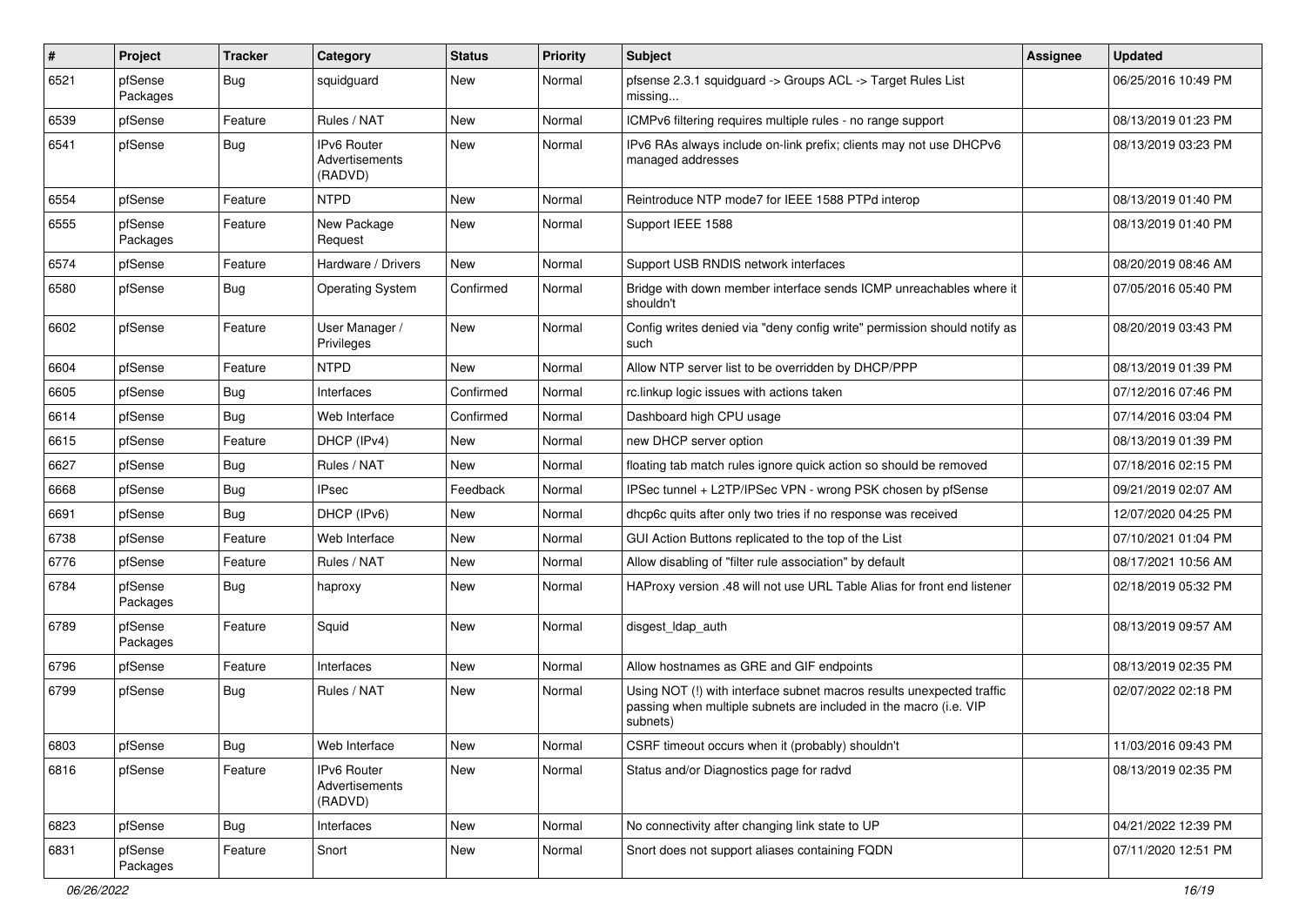| # | Project | Tracker | Category | Status | Priority | Subject | Assignee | Updated |
|---|---|---|---|---|---|---|---|---|
| 6521 | pfSense Packages | Bug | squidguard | New | Normal | pfsense 2.3.1 squidguard -> Groups ACL -> Target Rules List missing... | | 06/25/2016 10:49 PM |
| 6539 | pfSense | Feature | Rules / NAT | New | Normal | ICMPv6 filtering requires multiple rules - no range support | | 08/13/2019 01:23 PM |
| 6541 | pfSense | Bug | IPv6 Router Advertisements (RADVD) | New | Normal | IPv6 RAs always include on-link prefix; clients may not use DHCPv6 managed addresses | | 08/13/2019 03:23 PM |
| 6554 | pfSense | Feature | NTPD | New | Normal | Reintroduce NTP mode7 for IEEE 1588 PTPd interop | | 08/13/2019 01:40 PM |
| 6555 | pfSense Packages | Feature | New Package Request | New | Normal | Support IEEE 1588 | | 08/13/2019 01:40 PM |
| 6574 | pfSense | Feature | Hardware / Drivers | New | Normal | Support USB RNDIS network interfaces | | 08/20/2019 08:46 AM |
| 6580 | pfSense | Bug | Operating System | Confirmed | Normal | Bridge with down member interface sends ICMP unreachables where it shouldn't | | 07/05/2016 05:40 PM |
| 6602 | pfSense | Feature | User Manager / Privileges | New | Normal | Config writes denied via "deny config write" permission should notify as such | | 08/20/2019 03:43 PM |
| 6604 | pfSense | Feature | NTPD | New | Normal | Allow NTP server list to be overridden by DHCP/PPP | | 08/13/2019 01:39 PM |
| 6605 | pfSense | Bug | Interfaces | Confirmed | Normal | rc.linkup logic issues with actions taken | | 07/12/2016 07:46 PM |
| 6614 | pfSense | Bug | Web Interface | Confirmed | Normal | Dashboard high CPU usage | | 07/14/2016 03:04 PM |
| 6615 | pfSense | Feature | DHCP (IPv4) | New | Normal | new DHCP server option | | 08/13/2019 01:39 PM |
| 6627 | pfSense | Bug | Rules / NAT | New | Normal | floating tab match rules ignore quick action so should be removed | | 07/18/2016 02:15 PM |
| 6668 | pfSense | Bug | IPsec | Feedback | Normal | IPSec tunnel + L2TP/IPSec VPN - wrong PSK chosen by pfSense | | 09/21/2019 02:07 AM |
| 6691 | pfSense | Bug | DHCP (IPv6) | New | Normal | dhcp6c quits after only two tries if no response was received | | 12/07/2020 04:25 PM |
| 6738 | pfSense | Feature | Web Interface | New | Normal | GUI Action Buttons replicated to the top of the List | | 07/10/2021 01:04 PM |
| 6776 | pfSense | Feature | Rules / NAT | New | Normal | Allow disabling of "filter rule association" by default | | 08/17/2021 10:56 AM |
| 6784 | pfSense Packages | Bug | haproxy | New | Normal | HAProxy version .48 will not use URL Table Alias for front end listener | | 02/18/2019 05:32 PM |
| 6789 | pfSense Packages | Feature | Squid | New | Normal | disgest_ldap_auth | | 08/13/2019 09:57 AM |
| 6796 | pfSense | Feature | Interfaces | New | Normal | Allow hostnames as GRE and GIF endpoints | | 08/13/2019 02:35 PM |
| 6799 | pfSense | Bug | Rules / NAT | New | Normal | Using NOT (!) with interface subnet macros results unexpected traffic passing when multiple subnets are included in the macro (i.e. VIP subnets) | | 02/07/2022 02:18 PM |
| 6803 | pfSense | Bug | Web Interface | New | Normal | CSRF timeout occurs when it (probably) shouldn't | | 11/03/2016 09:43 PM |
| 6816 | pfSense | Feature | IPv6 Router Advertisements (RADVD) | New | Normal | Status and/or Diagnostics page for radvd | | 08/13/2019 02:35 PM |
| 6823 | pfSense | Bug | Interfaces | New | Normal | No connectivity after changing link state to UP | | 04/21/2022 12:39 PM |
| 6831 | pfSense Packages | Feature | Snort | New | Normal | Snort does not support aliases containing FQDN | | 07/11/2020 12:51 PM |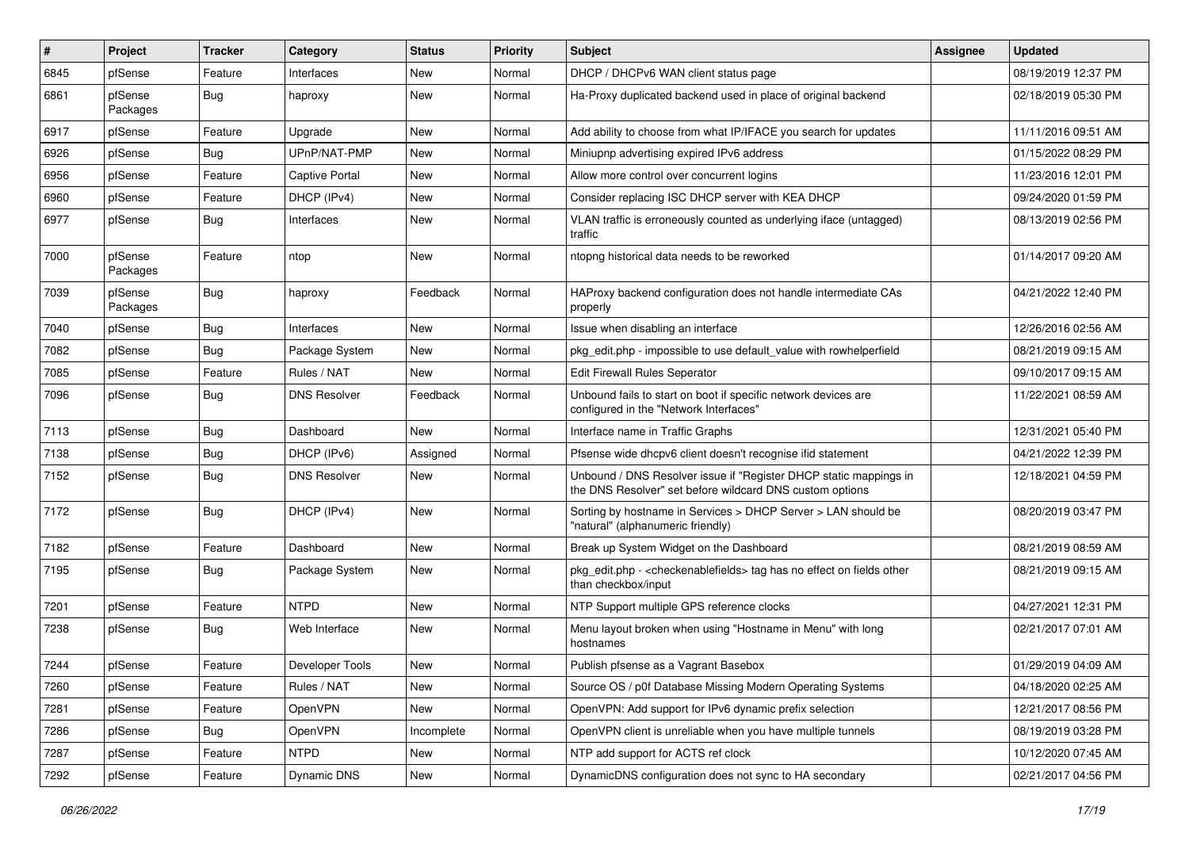| # | Project | Tracker | Category | Status | Priority | Subject | Assignee | Updated |
|---|---|---|---|---|---|---|---|---|
| 6845 | pfSense | Feature | Interfaces | New | Normal | DHCP / DHCPv6 WAN client status page | | 08/19/2019 12:37 PM |
| 6861 | pfSense Packages | Bug | haproxy | New | Normal | Ha-Proxy duplicated backend used in place of original backend | | 02/18/2019 05:30 PM |
| 6917 | pfSense | Feature | Upgrade | New | Normal | Add ability to choose from what IP/IFACE you search for updates | | 11/11/2016 09:51 AM |
| 6926 | pfSense | Bug | UPnP/NAT-PMP | New | Normal | Miniupnp advertising expired IPv6 address | | 01/15/2022 08:29 PM |
| 6956 | pfSense | Feature | Captive Portal | New | Normal | Allow more control over concurrent logins | | 11/23/2016 12:01 PM |
| 6960 | pfSense | Feature | DHCP (IPv4) | New | Normal | Consider replacing ISC DHCP server with KEA DHCP | | 09/24/2020 01:59 PM |
| 6977 | pfSense | Bug | Interfaces | New | Normal | VLAN traffic is erroneously counted as underlying iface (untagged) traffic | | 08/13/2019 02:56 PM |
| 7000 | pfSense Packages | Feature | ntop | New | Normal | ntopng historical data needs to be reworked | | 01/14/2017 09:20 AM |
| 7039 | pfSense Packages | Bug | haproxy | Feedback | Normal | HAProxy backend configuration does not handle intermediate CAs properly | | 04/21/2022 12:40 PM |
| 7040 | pfSense | Bug | Interfaces | New | Normal | Issue when disabling an interface | | 12/26/2016 02:56 AM |
| 7082 | pfSense | Bug | Package System | New | Normal | pkg_edit.php - impossible to use default_value with rowhelperfield | | 08/21/2019 09:15 AM |
| 7085 | pfSense | Feature | Rules / NAT | New | Normal | Edit Firewall Rules Seperator | | 09/10/2017 09:15 AM |
| 7096 | pfSense | Bug | DNS Resolver | Feedback | Normal | Unbound fails to start on boot if specific network devices are configured in the "Network Interfaces" | | 11/22/2021 08:59 AM |
| 7113 | pfSense | Bug | Dashboard | New | Normal | Interface name in Traffic Graphs | | 12/31/2021 05:40 PM |
| 7138 | pfSense | Bug | DHCP (IPv6) | Assigned | Normal | Pfsense wide dhcpv6 client doesn't recognise ifid statement | | 04/21/2022 12:39 PM |
| 7152 | pfSense | Bug | DNS Resolver | New | Normal | Unbound / DNS Resolver issue if "Register DHCP static mappings in the DNS Resolver" set before wildcard DNS custom options | | 12/18/2021 04:59 PM |
| 7172 | pfSense | Bug | DHCP (IPv4) | New | Normal | Sorting by hostname in Services > DHCP Server > LAN should be "natural" (alphanumeric friendly) | | 08/20/2019 03:47 PM |
| 7182 | pfSense | Feature | Dashboard | New | Normal | Break up System Widget on the Dashboard | | 08/21/2019 08:59 AM |
| 7195 | pfSense | Bug | Package System | New | Normal | pkg_edit.php - <checkenablefields> tag has no effect on fields other than checkbox/input | | 08/21/2019 09:15 AM |
| 7201 | pfSense | Feature | NTPD | New | Normal | NTP Support multiple GPS reference clocks | | 04/27/2021 12:31 PM |
| 7238 | pfSense | Bug | Web Interface | New | Normal | Menu layout broken when using "Hostname in Menu" with long hostnames | | 02/21/2017 07:01 AM |
| 7244 | pfSense | Feature | Developer Tools | New | Normal | Publish pfsense as a Vagrant Basebox | | 01/29/2019 04:09 AM |
| 7260 | pfSense | Feature | Rules / NAT | New | Normal | Source OS / p0f Database Missing Modern Operating Systems | | 04/18/2020 02:25 AM |
| 7281 | pfSense | Feature | OpenVPN | New | Normal | OpenVPN: Add support for IPv6 dynamic prefix selection | | 12/21/2017 08:56 PM |
| 7286 | pfSense | Bug | OpenVPN | Incomplete | Normal | OpenVPN client is unreliable when you have multiple tunnels | | 08/19/2019 03:28 PM |
| 7287 | pfSense | Feature | NTPD | New | Normal | NTP add support for ACTS ref clock | | 10/12/2020 07:45 AM |
| 7292 | pfSense | Feature | Dynamic DNS | New | Normal | DynamicDNS configuration does not sync to HA secondary | | 02/21/2017 04:56 PM |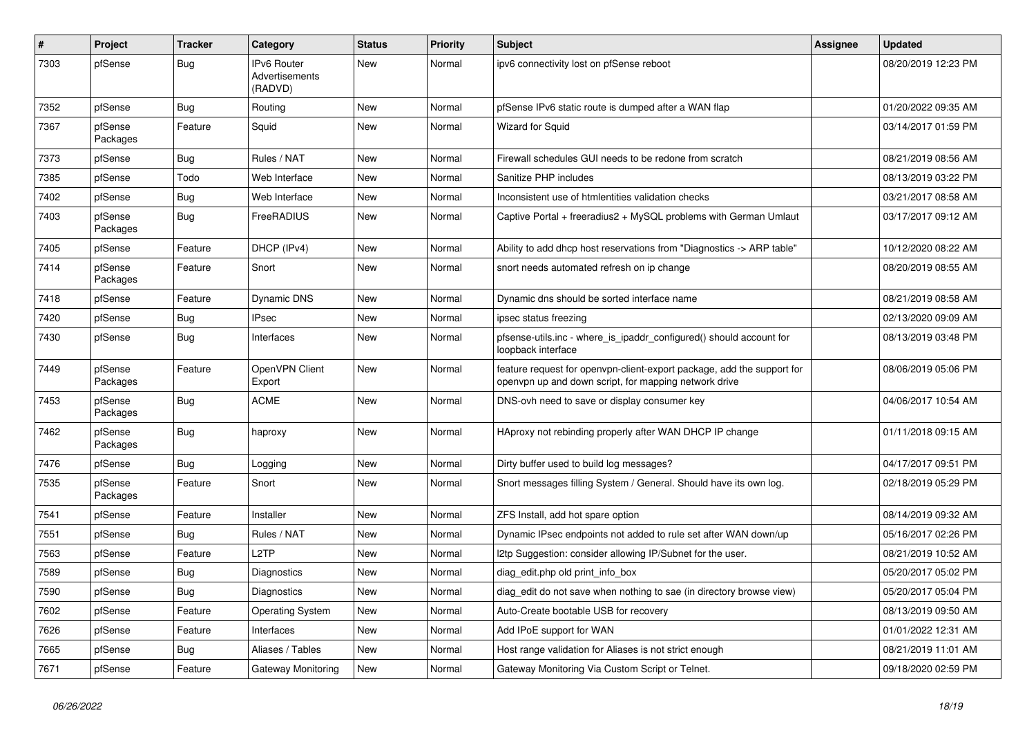| # | Project | Tracker | Category | Status | Priority | Subject | Assignee | Updated |
|---|---|---|---|---|---|---|---|---|
| 7303 | pfSense | Bug | IPv6 Router Advertisements (RADVD) | New | Normal | ipv6 connectivity lost on pfSense reboot | | 08/20/2019 12:23 PM |
| 7352 | pfSense | Bug | Routing | New | Normal | pfSense IPv6 static route is dumped after a WAN flap | | 01/20/2022 09:35 AM |
| 7367 | pfSense Packages | Feature | Squid | New | Normal | Wizard for Squid | | 03/14/2017 01:59 PM |
| 7373 | pfSense | Bug | Rules / NAT | New | Normal | Firewall schedules GUI needs to be redone from scratch | | 08/21/2019 08:56 AM |
| 7385 | pfSense | Todo | Web Interface | New | Normal | Sanitize PHP includes | | 08/13/2019 03:22 PM |
| 7402 | pfSense | Bug | Web Interface | New | Normal | Inconsistent use of htmlentities validation checks | | 03/21/2017 08:58 AM |
| 7403 | pfSense Packages | Bug | FreeRADIUS | New | Normal | Captive Portal + freeradius2 + MySQL problems with German Umlaut | | 03/17/2017 09:12 AM |
| 7405 | pfSense | Feature | DHCP (IPv4) | New | Normal | Ability to add dhcp host reservations from "Diagnostics -> ARP table" | | 10/12/2020 08:22 AM |
| 7414 | pfSense Packages | Feature | Snort | New | Normal | snort needs automated refresh on ip change | | 08/20/2019 08:55 AM |
| 7418 | pfSense | Feature | Dynamic DNS | New | Normal | Dynamic dns should be sorted interface name | | 08/21/2019 08:58 AM |
| 7420 | pfSense | Bug | IPsec | New | Normal | ipsec status freezing | | 02/13/2020 09:09 AM |
| 7430 | pfSense | Bug | Interfaces | New | Normal | pfsense-utils.inc - where_is_ipaddr_configured() should account for loopback interface | | 08/13/2019 03:48 PM |
| 7449 | pfSense Packages | Feature | OpenVPN Client Export | New | Normal | feature request for openvpn-client-export package, add the support for openvpn up and down script, for mapping network drive | | 08/06/2019 05:06 PM |
| 7453 | pfSense Packages | Bug | ACME | New | Normal | DNS-ovh need to save or display consumer key | | 04/06/2017 10:54 AM |
| 7462 | pfSense Packages | Bug | haproxy | New | Normal | HAproxy not rebinding properly after WAN DHCP IP change | | 01/11/2018 09:15 AM |
| 7476 | pfSense | Bug | Logging | New | Normal | Dirty buffer used to build log messages? | | 04/17/2017 09:51 PM |
| 7535 | pfSense Packages | Feature | Snort | New | Normal | Snort messages filling System / General. Should have its own log. | | 02/18/2019 05:29 PM |
| 7541 | pfSense | Feature | Installer | New | Normal | ZFS Install, add hot spare option | | 08/14/2019 09:32 AM |
| 7551 | pfSense | Bug | Rules / NAT | New | Normal | Dynamic IPsec endpoints not added to rule set after WAN down/up | | 05/16/2017 02:26 PM |
| 7563 | pfSense | Feature | L2TP | New | Normal | l2tp Suggestion: consider allowing IP/Subnet for the user. | | 08/21/2019 10:52 AM |
| 7589 | pfSense | Bug | Diagnostics | New | Normal | diag_edit.php old print_info_box | | 05/20/2017 05:02 PM |
| 7590 | pfSense | Bug | Diagnostics | New | Normal | diag_edit do not save when nothing to sae (in directory browse view) | | 05/20/2017 05:04 PM |
| 7602 | pfSense | Feature | Operating System | New | Normal | Auto-Create bootable USB for recovery | | 08/13/2019 09:50 AM |
| 7626 | pfSense | Feature | Interfaces | New | Normal | Add IPoE support for WAN | | 01/01/2022 12:31 AM |
| 7665 | pfSense | Bug | Aliases / Tables | New | Normal | Host range validation for Aliases is not strict enough | | 08/21/2019 11:01 AM |
| 7671 | pfSense | Feature | Gateway Monitoring | New | Normal | Gateway Monitoring Via Custom Script or Telnet. | | 09/18/2020 02:59 PM |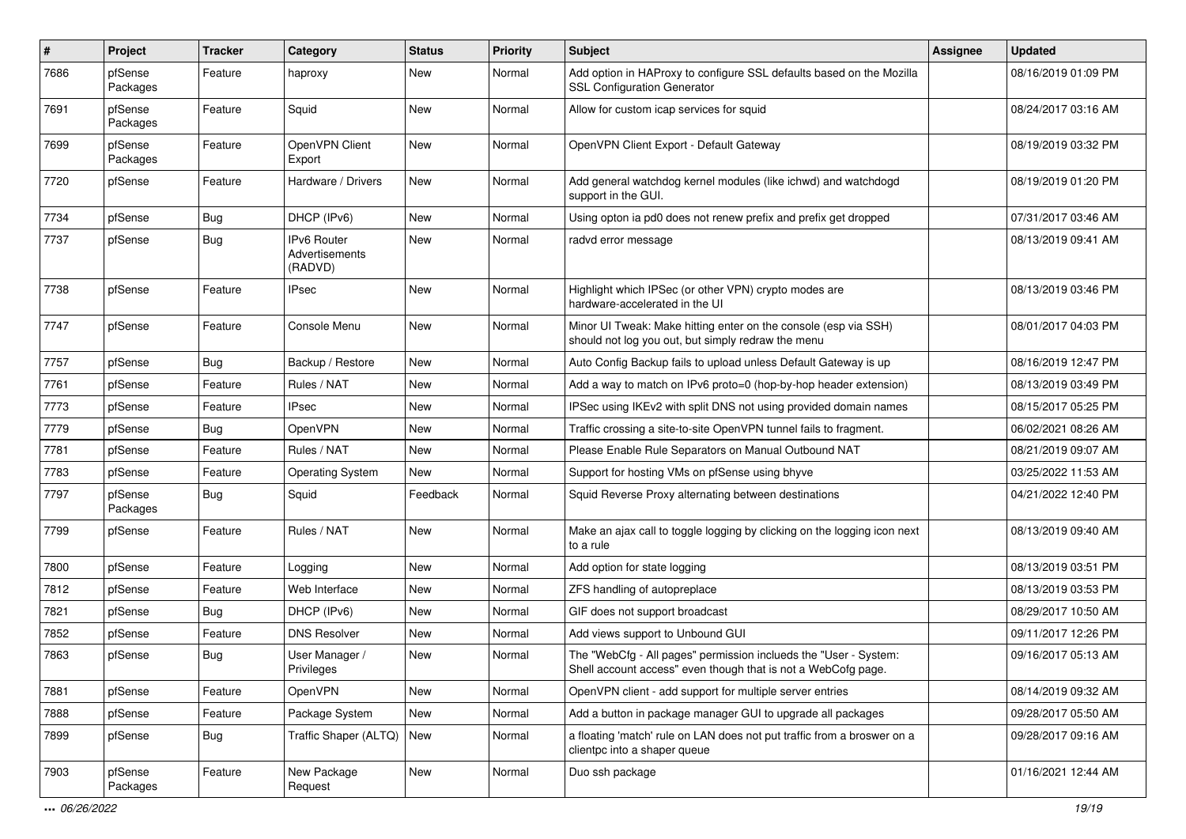| # | Project | Tracker | Category | Status | Priority | Subject | Assignee | Updated |
|---|---|---|---|---|---|---|---|---|
| 7686 | pfSense Packages | Feature | haproxy | New | Normal | Add option in HAProxy to configure SSL defaults based on the Mozilla SSL Configuration Generator | | 08/16/2019 01:09 PM |
| 7691 | pfSense Packages | Feature | Squid | New | Normal | Allow for custom icap services for squid | | 08/24/2017 03:16 AM |
| 7699 | pfSense Packages | Feature | OpenVPN Client Export | New | Normal | OpenVPN Client Export - Default Gateway | | 08/19/2019 03:32 PM |
| 7720 | pfSense | Feature | Hardware / Drivers | New | Normal | Add general watchdog kernel modules (like ichwd) and watchdogd support in the GUI. | | 08/19/2019 01:20 PM |
| 7734 | pfSense | Bug | DHCP (IPv6) | New | Normal | Using opton ia pd0 does not renew prefix and prefix get dropped | | 07/31/2017 03:46 AM |
| 7737 | pfSense | Bug | IPv6 Router Advertisements (RADVD) | New | Normal | radvd error message | | 08/13/2019 09:41 AM |
| 7738 | pfSense | Feature | IPsec | New | Normal | Highlight which IPSec (or other VPN) crypto modes are hardware-accelerated in the UI | | 08/13/2019 03:46 PM |
| 7747 | pfSense | Feature | Console Menu | New | Normal | Minor UI Tweak: Make hitting enter on the console (esp via SSH) should not log you out, but simply redraw the menu | | 08/01/2017 04:03 PM |
| 7757 | pfSense | Bug | Backup / Restore | New | Normal | Auto Config Backup fails to upload unless Default Gateway is up | | 08/16/2019 12:47 PM |
| 7761 | pfSense | Feature | Rules / NAT | New | Normal | Add a way to match on IPv6 proto=0 (hop-by-hop header extension) | | 08/13/2019 03:49 PM |
| 7773 | pfSense | Feature | IPsec | New | Normal | IPSec using IKEv2 with split DNS not using provided domain names | | 08/15/2017 05:25 PM |
| 7779 | pfSense | Bug | OpenVPN | New | Normal | Traffic crossing a site-to-site OpenVPN tunnel fails to fragment. | | 06/02/2021 08:26 AM |
| 7781 | pfSense | Feature | Rules / NAT | New | Normal | Please Enable Rule Separators on Manual Outbound NAT | | 08/21/2019 09:07 AM |
| 7783 | pfSense | Feature | Operating System | New | Normal | Support for hosting VMs on pfSense using bhyve | | 03/25/2022 11:53 AM |
| 7797 | pfSense Packages | Bug | Squid | Feedback | Normal | Squid Reverse Proxy alternating between destinations | | 04/21/2022 12:40 PM |
| 7799 | pfSense | Feature | Rules / NAT | New | Normal | Make an ajax call to toggle logging by clicking on the logging icon next to a rule | | 08/13/2019 09:40 AM |
| 7800 | pfSense | Feature | Logging | New | Normal | Add option for state logging | | 08/13/2019 03:51 PM |
| 7812 | pfSense | Feature | Web Interface | New | Normal | ZFS handling of autopreplace | | 08/13/2019 03:53 PM |
| 7821 | pfSense | Bug | DHCP (IPv6) | New | Normal | GIF does not support broadcast | | 08/29/2017 10:50 AM |
| 7852 | pfSense | Feature | DNS Resolver | New | Normal | Add views support to Unbound GUI | | 09/11/2017 12:26 PM |
| 7863 | pfSense | Bug | User Manager / Privileges | New | Normal | The "WebCfg - All pages" permission inclueds the "User - System: Shell account access" even though that is not a WebCofg page. | | 09/16/2017 05:13 AM |
| 7881 | pfSense | Feature | OpenVPN | New | Normal | OpenVPN client - add support for multiple server entries | | 08/14/2019 09:32 AM |
| 7888 | pfSense | Feature | Package System | New | Normal | Add a button in package manager GUI to upgrade all packages | | 09/28/2017 05:50 AM |
| 7899 | pfSense | Bug | Traffic Shaper (ALTQ) | New | Normal | a floating 'match' rule on LAN does not put traffic from a broswer on a clientpc into a shaper queue | | 09/28/2017 09:16 AM |
| 7903 | pfSense Packages | Feature | New Package Request | New | Normal | Duo ssh package | | 01/16/2021 12:44 AM |